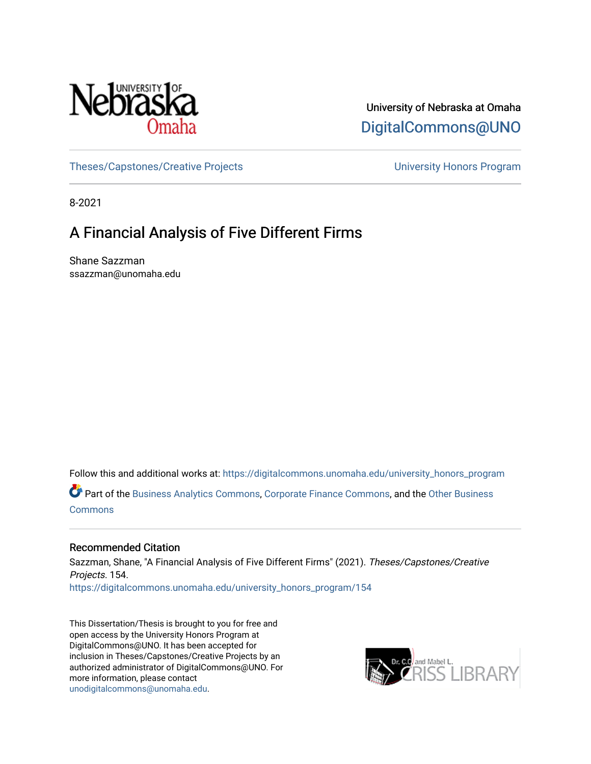University of Nebraska at Omaha

DigitalCommons@UNO

Theses/Capstones/Creative Projects | University Honors Program

8-2021

# A Financial Analysis of Five Different Firms

Shane Sazzman

ssazzman@unomaha.edu

Follow this and additional works at: https://digitalcommons.unomaha.edu/university_honors_program

Part of the Business Analytics Commons, Corporate Finance Commons, and the Other Business Commons

## Recommended Citation

Sazzman, Shane, "A Financial Analysis of Five Different Firms" (2021). *Theses/Capstones/Creative Projects*. 154.

https://digitalcommons.unomaha.edu/university_honors_program/154

This Dissertation/Thesis is brought to you for free and open access by the University Honors Program at DigitalCommons@UNO. It has been accepted for inclusion in Theses/Capstones/Creative Projects by an authorized administrator of DigitalCommons@UNO. For more information, please contact unodigitalcommons@unomaha.edu.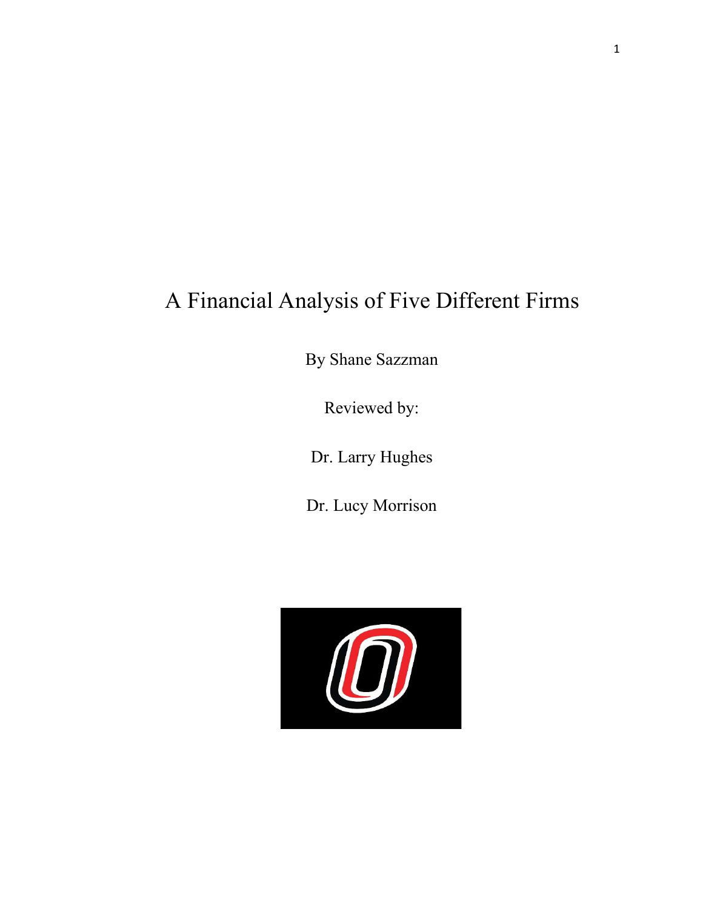# A Financial Analysis of Five Different Firms

By Shane Sazzman

Reviewed by:

Dr. Larry Hughes

Dr. Lucy Morrison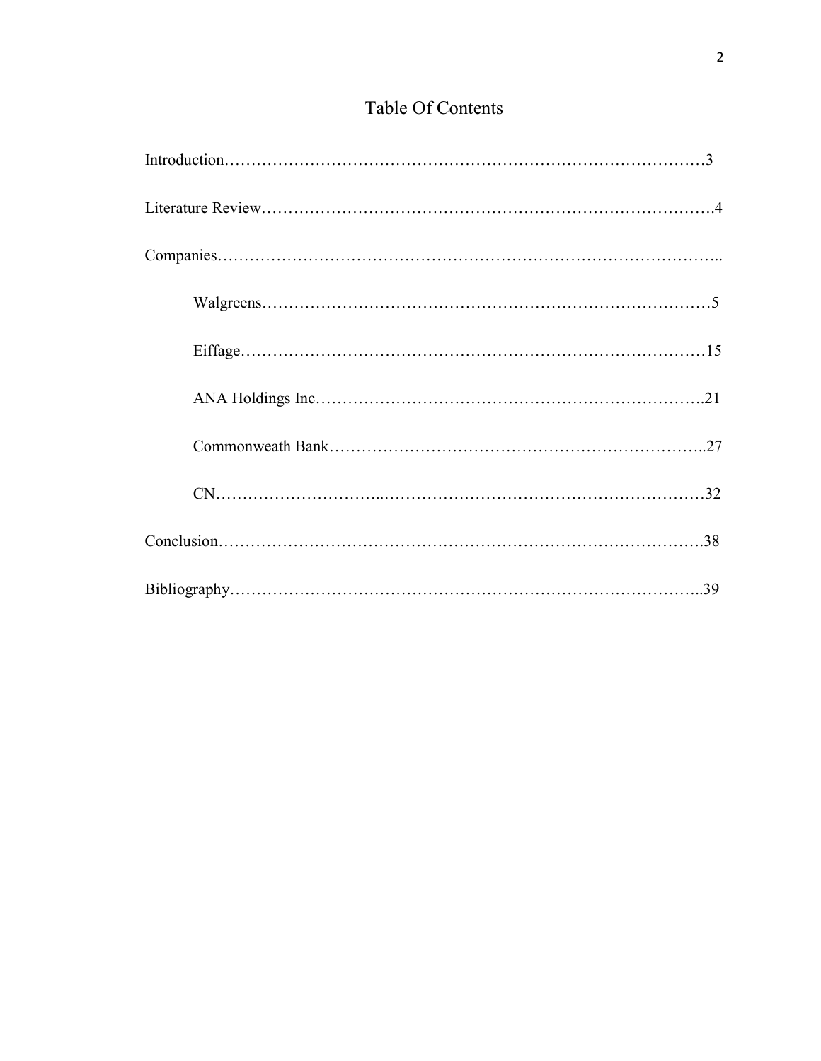# Table Of Contents

Introduction……………………………………………………………………………3

Literature Review……………………………………………………………………….4

Companies………………………………………………………………………………..

Walgreens…………………………………………………………………………5

Eiffage……………………………………………………………………………15

ANA Holdings Inc………………………………………………………………..21

Commonweath Bank……………………………………………………………..27

CN………………………...…………………………………………………………32

Conclusion……………….……………………………………………………………….38

Bibliography……………………………………………………………………………..39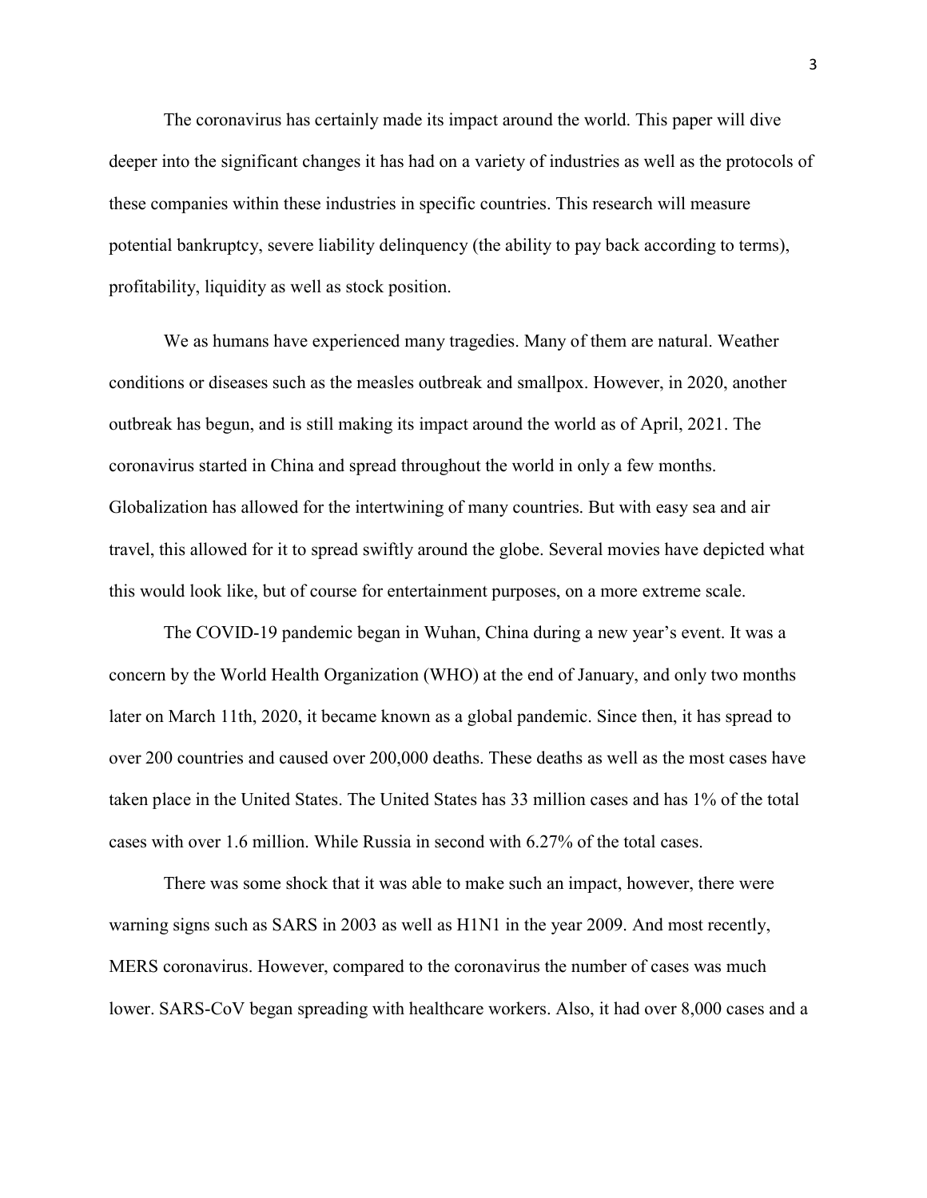The coronavirus has certainly made its impact around the world. This paper will dive deeper into the significant changes it has had on a variety of industries as well as the protocols of these companies within these industries in specific countries. This research will measure potential bankruptcy, severe liability delinquency (the ability to pay back according to terms), profitability, liquidity as well as stock position.

We as humans have experienced many tragedies. Many of them are natural. Weather conditions or diseases such as the measles outbreak and smallpox. However, in 2020, another outbreak has begun, and is still making its impact around the world as of April, 2021. The coronavirus started in China and spread throughout the world in only a few months. Globalization has allowed for the intertwining of many countries. But with easy sea and air travel, this allowed for it to spread swiftly around the globe. Several movies have depicted what this would look like, but of course for entertainment purposes, on a more extreme scale.

The COVID-19 pandemic began in Wuhan, China during a new year's event. It was a concern by the World Health Organization (WHO) at the end of January, and only two months later on March 11th, 2020, it became known as a global pandemic. Since then, it has spread to over 200 countries and caused over 200,000 deaths. These deaths as well as the most cases have taken place in the United States. The United States has 33 million cases and has 1% of the total cases with over 1.6 million. While Russia in second with 6.27% of the total cases.

There was some shock that it was able to make such an impact, however, there were warning signs such as SARS in 2003 as well as H1N1 in the year 2009. And most recently, MERS coronavirus. However, compared to the coronavirus the number of cases was much lower. SARS-CoV began spreading with healthcare workers. Also, it had over 8,000 cases and a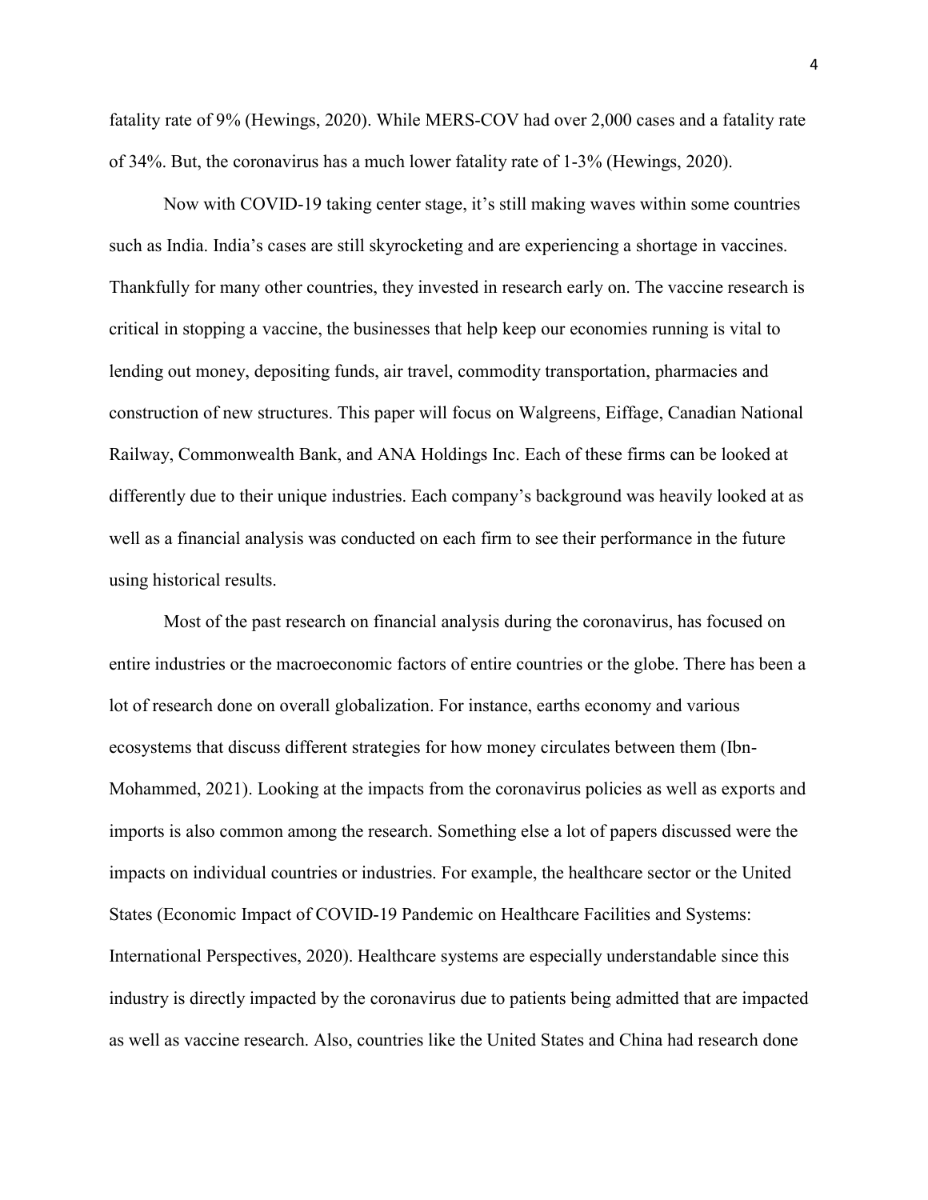fatality rate of 9% (Hewings, 2020). While MERS-COV had over 2,000 cases and a fatality rate of 34%. But, the coronavirus has a much lower fatality rate of 1-3% (Hewings, 2020).

Now with COVID-19 taking center stage, it's still making waves within some countries such as India. India's cases are still skyrocketing and are experiencing a shortage in vaccines. Thankfully for many other countries, they invested in research early on. The vaccine research is critical in stopping a vaccine, the businesses that help keep our economies running is vital to lending out money, depositing funds, air travel, commodity transportation, pharmacies and construction of new structures. This paper will focus on Walgreens, Eiffage, Canadian National Railway, Commonwealth Bank, and ANA Holdings Inc. Each of these firms can be looked at differently due to their unique industries. Each company's background was heavily looked at as well as a financial analysis was conducted on each firm to see their performance in the future using historical results.

Most of the past research on financial analysis during the coronavirus, has focused on entire industries or the macroeconomic factors of entire countries or the globe. There has been a lot of research done on overall globalization. For instance, earths economy and various ecosystems that discuss different strategies for how money circulates between them (Ibn-Mohammed, 2021). Looking at the impacts from the coronavirus policies as well as exports and imports is also common among the research. Something else a lot of papers discussed were the impacts on individual countries or industries. For example, the healthcare sector or the United States (Economic Impact of COVID-19 Pandemic on Healthcare Facilities and Systems: International Perspectives, 2020). Healthcare systems are especially understandable since this industry is directly impacted by the coronavirus due to patients being admitted that are impacted as well as vaccine research. Also, countries like the United States and China had research done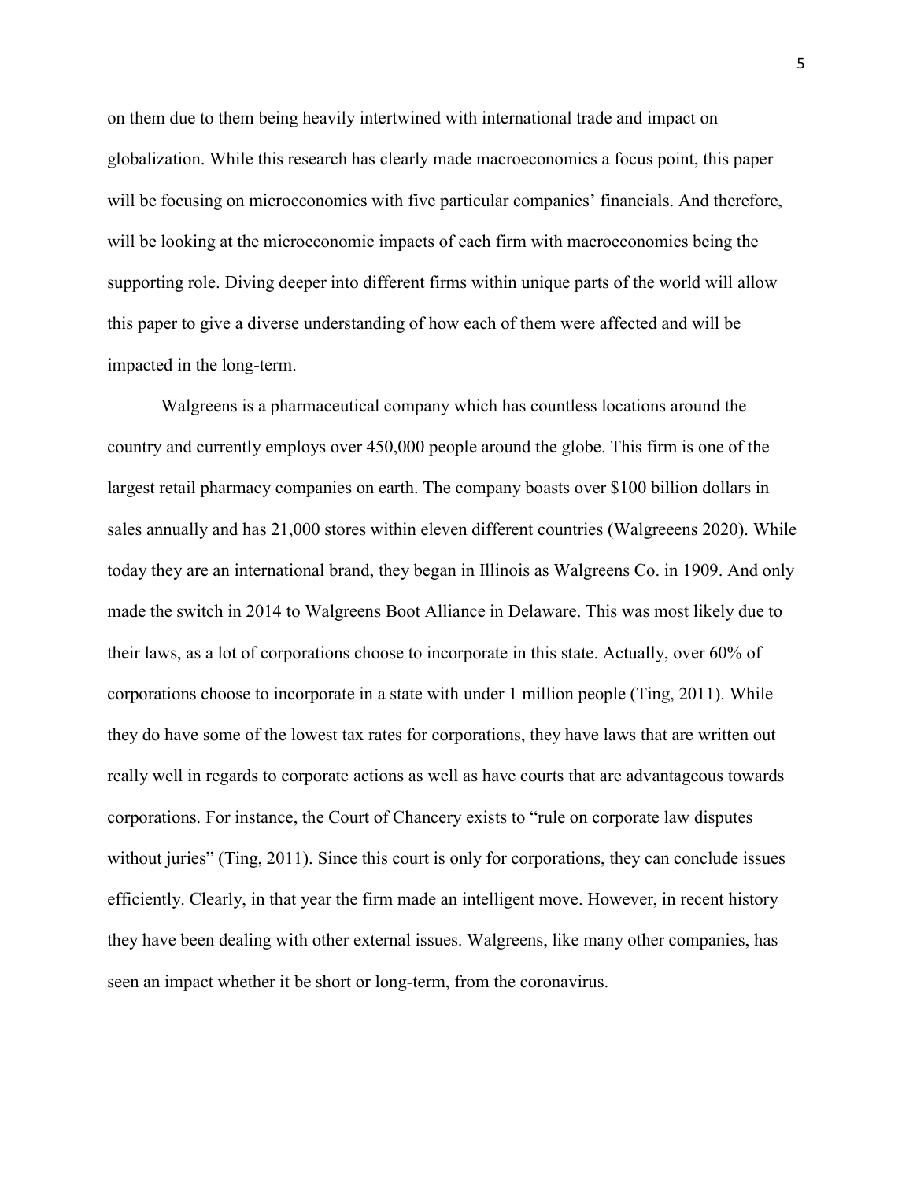on them due to them being heavily intertwined with international trade and impact on globalization. While this research has clearly made macroeconomics a focus point, this paper will be focusing on microeconomics with five particular companies' financials. And therefore, will be looking at the microeconomic impacts of each firm with macroeconomics being the supporting role. Diving deeper into different firms within unique parts of the world will allow this paper to give a diverse understanding of how each of them were affected and will be impacted in the long-term.

Walgreens is a pharmaceutical company which has countless locations around the country and currently employs over 450,000 people around the globe. This firm is one of the largest retail pharmacy companies on earth. The company boasts over $100 billion dollars in sales annually and has 21,000 stores within eleven different countries (Walgreeens 2020). While today they are an international brand, they began in Illinois as Walgreens Co. in 1909. And only made the switch in 2014 to Walgreens Boot Alliance in Delaware. This was most likely due to their laws, as a lot of corporations choose to incorporate in this state. Actually, over 60% of corporations choose to incorporate in a state with under 1 million people (Ting, 2011). While they do have some of the lowest tax rates for corporations, they have laws that are written out really well in regards to corporate actions as well as have courts that are advantageous towards corporations. For instance, the Court of Chancery exists to "rule on corporate law disputes without juries" (Ting, 2011). Since this court is only for corporations, they can conclude issues efficiently. Clearly, in that year the firm made an intelligent move. However, in recent history they have been dealing with other external issues. Walgreens, like many other companies, has seen an impact whether it be short or long-term, from the coronavirus.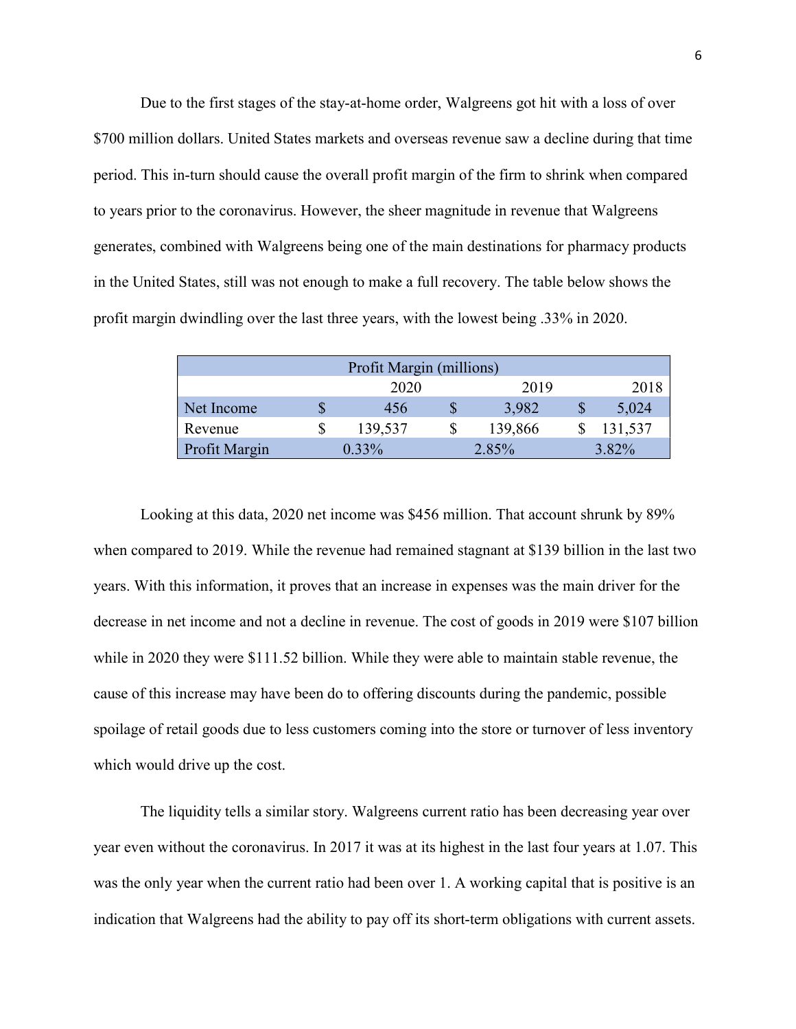Due to the first stages of the stay-at-home order, Walgreens got hit with a loss of over $700 million dollars. United States markets and overseas revenue saw a decline during that time period. This in-turn should cause the overall profit margin of the firm to shrink when compared to years prior to the coronavirus. However, the sheer magnitude in revenue that Walgreens generates, combined with Walgreens being one of the main destinations for pharmacy products in the United States, still was not enough to make a full recovery. The table below shows the profit margin dwindling over the last three years, with the lowest being .33% in 2020.

| Profit Margin (millions) | | | | | | |
|---|---|---|---|---|---|---|
| | | 2020 | | 2019 | | 2018 |
| Net Income | $ | 456 | $ | 3,982 | $ | 5,024 |
| Revenue | $ | 139,537 | $ | 139,866 | $ | 131,537 |
| Profit Margin | | 0.33% | | 2.85% | | 3.82% |

Looking at this data, 2020 net income was $456 million. That account shrunk by 89% when compared to 2019. While the revenue had remained stagnant at $139 billion in the last two years. With this information, it proves that an increase in expenses was the main driver for the decrease in net income and not a decline in revenue. The cost of goods in 2019 were $107 billion while in 2020 they were $111.52 billion. While they were able to maintain stable revenue, the cause of this increase may have been do to offering discounts during the pandemic, possible spoilage of retail goods due to less customers coming into the store or turnover of less inventory which would drive up the cost.

The liquidity tells a similar story. Walgreens current ratio has been decreasing year over year even without the coronavirus. In 2017 it was at its highest in the last four years at 1.07. This was the only year when the current ratio had been over 1. A working capital that is positive is an indication that Walgreens had the ability to pay off its short-term obligations with current assets.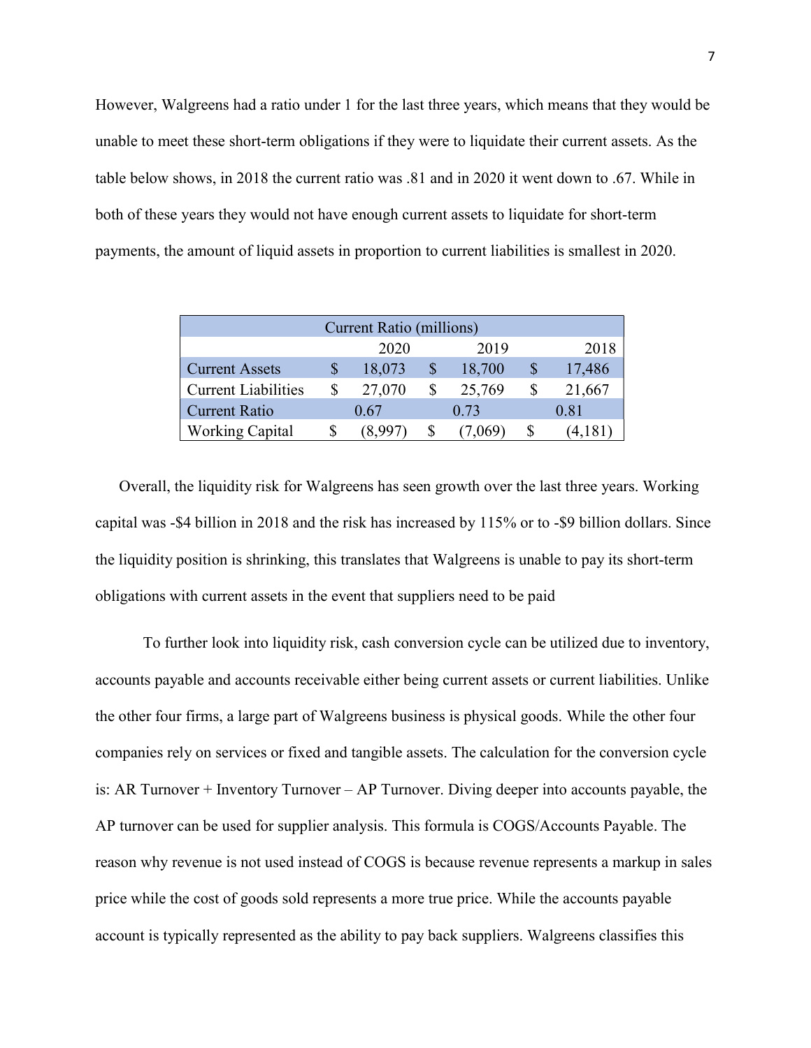However, Walgreens had a ratio under 1 for the last three years, which means that they would be unable to meet these short-term obligations if they were to liquidate their current assets. As the table below shows, in 2018 the current ratio was .81 and in 2020 it went down to .67. While in both of these years they would not have enough current assets to liquidate for short-term payments, the amount of liquid assets in proportion to current liabilities is smallest in 2020.

| Current Ratio (millions) | | | |
|---|---|---|---|
| | 2020 | 2019 | 2018 |
| Current Assets | $ 18,073 | $ 18,700 | $ 17,486 |
| Current Liabilities | $ 27,070 | $ 25,769 | $ 21,667 |
| Current Ratio | 0.67 | 0.73 | 0.81 |
| Working Capital | $ (8,997) | $ (7,069) | $ (4,181) |

Overall, the liquidity risk for Walgreens has seen growth over the last three years. Working capital was -$4 billion in 2018 and the risk has increased by 115% or to -$9 billion dollars. Since the liquidity position is shrinking, this translates that Walgreens is unable to pay its short-term obligations with current assets in the event that suppliers need to be paid

To further look into liquidity risk, cash conversion cycle can be utilized due to inventory, accounts payable and accounts receivable either being current assets or current liabilities. Unlike the other four firms, a large part of Walgreens business is physical goods. While the other four companies rely on services or fixed and tangible assets. The calculation for the conversion cycle is: AR Turnover + Inventory Turnover – AP Turnover. Diving deeper into accounts payable, the AP turnover can be used for supplier analysis. This formula is COGS/Accounts Payable. The reason why revenue is not used instead of COGS is because revenue represents a markup in sales price while the cost of goods sold represents a more true price. While the accounts payable account is typically represented as the ability to pay back suppliers. Walgreens classifies this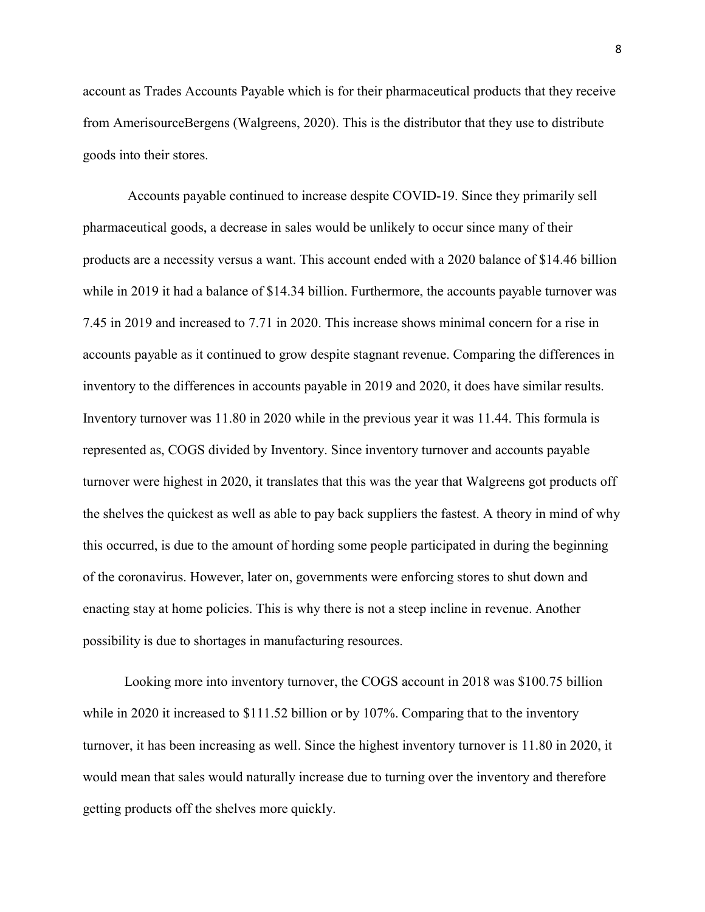account as Trades Accounts Payable which is for their pharmaceutical products that they receive from AmerisourceBergens (Walgreens, 2020). This is the distributor that they use to distribute goods into their stores.

Accounts payable continued to increase despite COVID-19. Since they primarily sell pharmaceutical goods, a decrease in sales would be unlikely to occur since many of their products are a necessity versus a want. This account ended with a 2020 balance of $14.46 billion while in 2019 it had a balance of $14.34 billion. Furthermore, the accounts payable turnover was 7.45 in 2019 and increased to 7.71 in 2020. This increase shows minimal concern for a rise in accounts payable as it continued to grow despite stagnant revenue. Comparing the differences in inventory to the differences in accounts payable in 2019 and 2020, it does have similar results. Inventory turnover was 11.80 in 2020 while in the previous year it was 11.44. This formula is represented as, COGS divided by Inventory. Since inventory turnover and accounts payable turnover were highest in 2020, it translates that this was the year that Walgreens got products off the shelves the quickest as well as able to pay back suppliers the fastest. A theory in mind of why this occurred, is due to the amount of hording some people participated in during the beginning of the coronavirus. However, later on, governments were enforcing stores to shut down and enacting stay at home policies. This is why there is not a steep incline in revenue. Another possibility is due to shortages in manufacturing resources.

Looking more into inventory turnover, the COGS account in 2018 was $100.75 billion while in 2020 it increased to $111.52 billion or by 107%. Comparing that to the inventory turnover, it has been increasing as well. Since the highest inventory turnover is 11.80 in 2020, it would mean that sales would naturally increase due to turning over the inventory and therefore getting products off the shelves more quickly.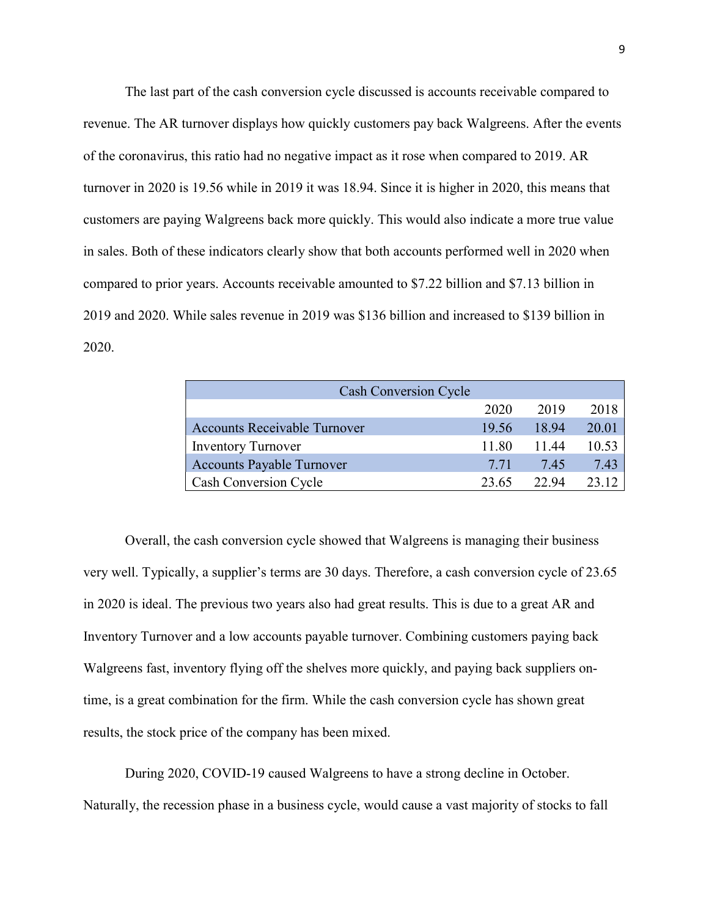The last part of the cash conversion cycle discussed is accounts receivable compared to revenue. The AR turnover displays how quickly customers pay back Walgreens. After the events of the coronavirus, this ratio had no negative impact as it rose when compared to 2019. AR turnover in 2020 is 19.56 while in 2019 it was 18.94. Since it is higher in 2020, this means that customers are paying Walgreens back more quickly. This would also indicate a more true value in sales. Both of these indicators clearly show that both accounts performed well in 2020 when compared to prior years. Accounts receivable amounted to $7.22 billion and $7.13 billion in 2019 and 2020. While sales revenue in 2019 was $136 billion and increased to $139 billion in 2020.

| Cash Conversion Cycle | | | |
|---|---|---|---|
| | 2020 | 2019 | 2018 |
| Accounts Receivable Turnover | 19.56 | 18.94 | 20.01 |
| Inventory Turnover | 11.80 | 11.44 | 10.53 |
| Accounts Payable Turnover | 7.71 | 7.45 | 7.43 |
| Cash Conversion Cycle | 23.65 | 22.94 | 23.12 |

Overall, the cash conversion cycle showed that Walgreens is managing their business very well. Typically, a supplier's terms are 30 days. Therefore, a cash conversion cycle of 23.65 in 2020 is ideal. The previous two years also had great results. This is due to a great AR and Inventory Turnover and a low accounts payable turnover. Combining customers paying back Walgreens fast, inventory flying off the shelves more quickly, and paying back suppliers on-time, is a great combination for the firm. While the cash conversion cycle has shown great results, the stock price of the company has been mixed.

During 2020, COVID-19 caused Walgreens to have a strong decline in October. Naturally, the recession phase in a business cycle, would cause a vast majority of stocks to fall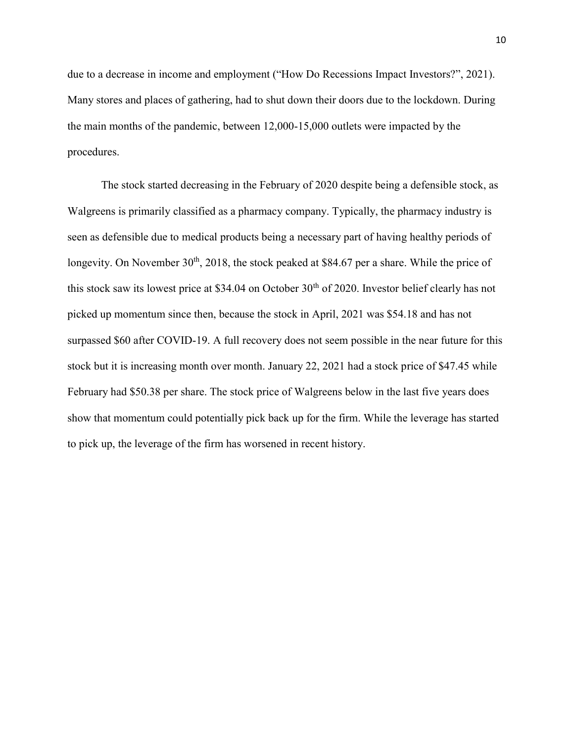due to a decrease in income and employment ("How Do Recessions Impact Investors?", 2021). Many stores and places of gathering, had to shut down their doors due to the lockdown. During the main months of the pandemic, between 12,000-15,000 outlets were impacted by the procedures.

The stock started decreasing in the February of 2020 despite being a defensible stock, as Walgreens is primarily classified as a pharmacy company. Typically, the pharmacy industry is seen as defensible due to medical products being a necessary part of having healthy periods of longevity. On November 30th, 2018, the stock peaked at $84.67 per a share. While the price of this stock saw its lowest price at $34.04 on October 30th of 2020. Investor belief clearly has not picked up momentum since then, because the stock in April, 2021 was $54.18 and has not surpassed $60 after COVID-19. A full recovery does not seem possible in the near future for this stock but it is increasing month over month. January 22, 2021 had a stock price of $47.45 while February had $50.38 per share. The stock price of Walgreens below in the last five years does show that momentum could potentially pick back up for the firm. While the leverage has started to pick up, the leverage of the firm has worsened in recent history.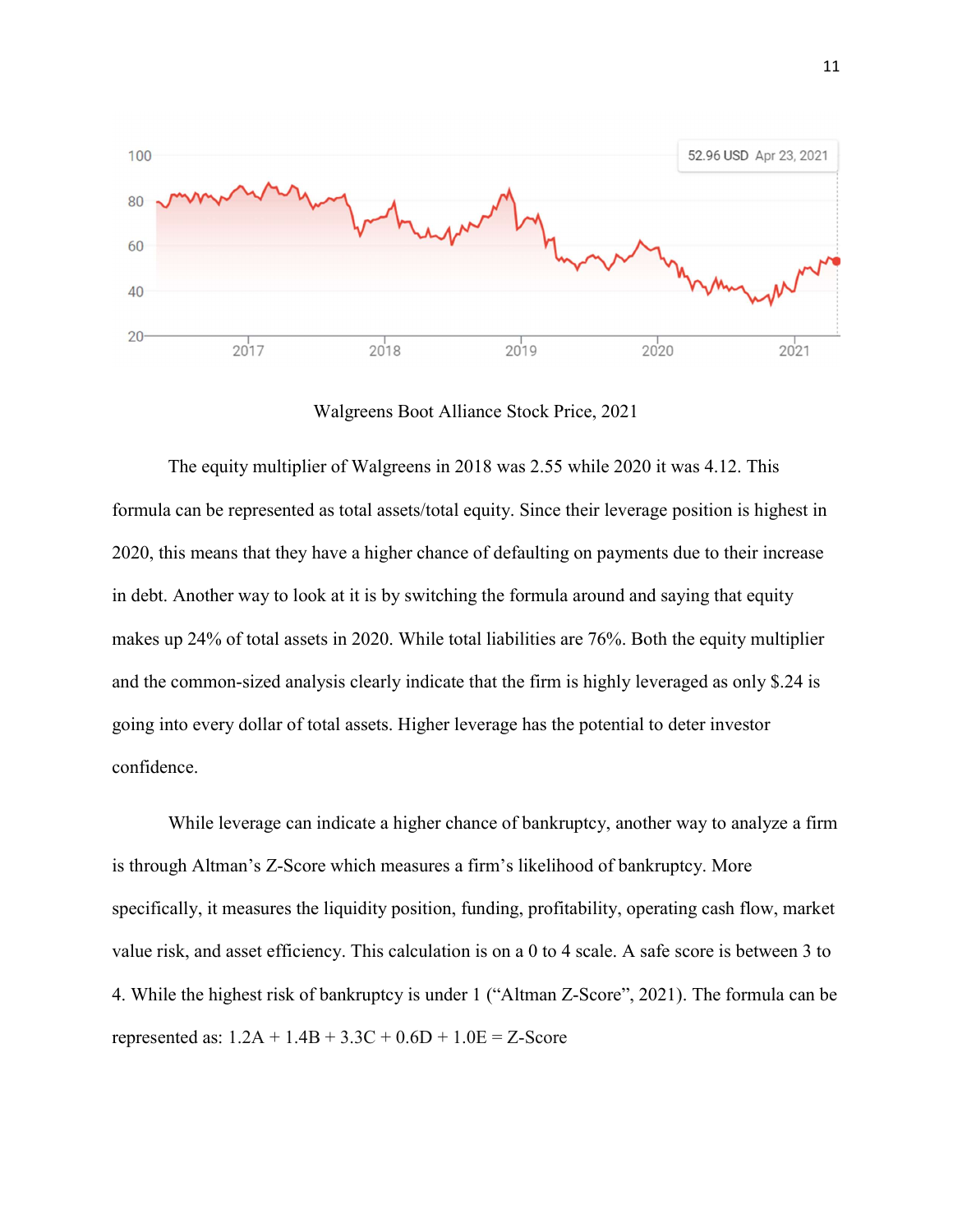Walgreens Boot Alliance Stock Price, 2021

The equity multiplier of Walgreens in 2018 was 2.55 while 2020 it was 4.12. This formula can be represented as total assets/total equity. Since their leverage position is highest in 2020, this means that they have a higher chance of defaulting on payments due to their increase in debt. Another way to look at it is by switching the formula around and saying that equity makes up 24% of total assets in 2020. While total liabilities are 76%. Both the equity multiplier and the common-sized analysis clearly indicate that the firm is highly leveraged as only $.24 is going into every dollar of total assets. Higher leverage has the potential to deter investor confidence.

While leverage can indicate a higher chance of bankruptcy, another way to analyze a firm is through Altman's Z-Score which measures a firm's likelihood of bankruptcy. More specifically, it measures the liquidity position, funding, profitability, operating cash flow, market value risk, and asset efficiency. This calculation is on a 0 to 4 scale. A safe score is between 3 to 4. While the highest risk of bankruptcy is under 1 ("Altman Z-Score", 2021). The formula can be represented as: $1.2A + 1.4B + 3.3C + 0.6D + 1.0E = \text{Z-Score}$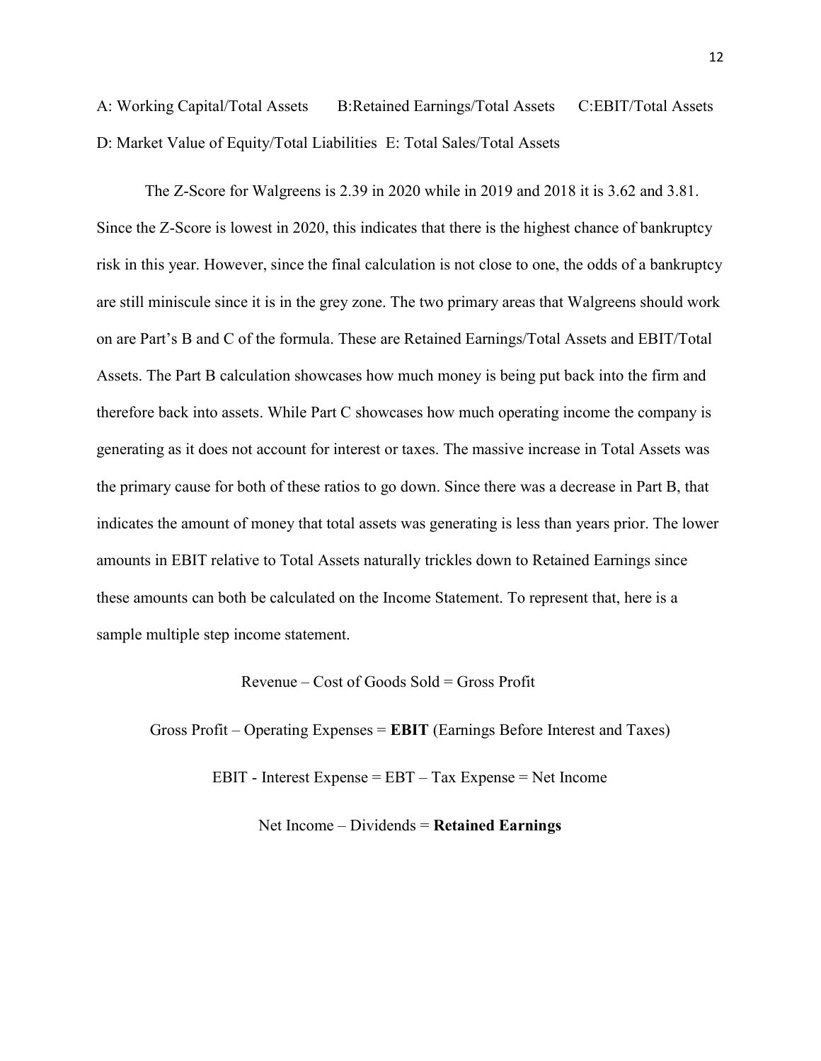A: Working Capital/Total Assets B:Retained Earnings/Total Assets C:EBIT/Total Assets D: Market Value of Equity/Total Liabilities E: Total Sales/Total Assets

The Z-Score for Walgreens is 2.39 in 2020 while in 2019 and 2018 it is 3.62 and 3.81. Since the Z-Score is lowest in 2020, this indicates that there is the highest chance of bankruptcy risk in this year. However, since the final calculation is not close to one, the odds of a bankruptcy are still miniscule since it is in the grey zone. The two primary areas that Walgreens should work on are Part's B and C of the formula. These are Retained Earnings/Total Assets and EBIT/Total Assets. The Part B calculation showcases how much money is being put back into the firm and therefore back into assets. While Part C showcases how much operating income the company is generating as it does not account for interest or taxes. The massive increase in Total Assets was the primary cause for both of these ratios to go down. Since there was a decrease in Part B, that indicates the amount of money that total assets was generating is less than years prior. The lower amounts in EBIT relative to Total Assets naturally trickles down to Retained Earnings since these amounts can both be calculated on the Income Statement. To represent that, here is a sample multiple step income statement.

Revenue – Cost of Goods Sold = Gross Profit

Gross Profit – Operating Expenses = **EBIT** (Earnings Before Interest and Taxes)

EBIT - Interest Expense = EBT – Tax Expense = Net Income

Net Income – Dividends = **Retained Earnings**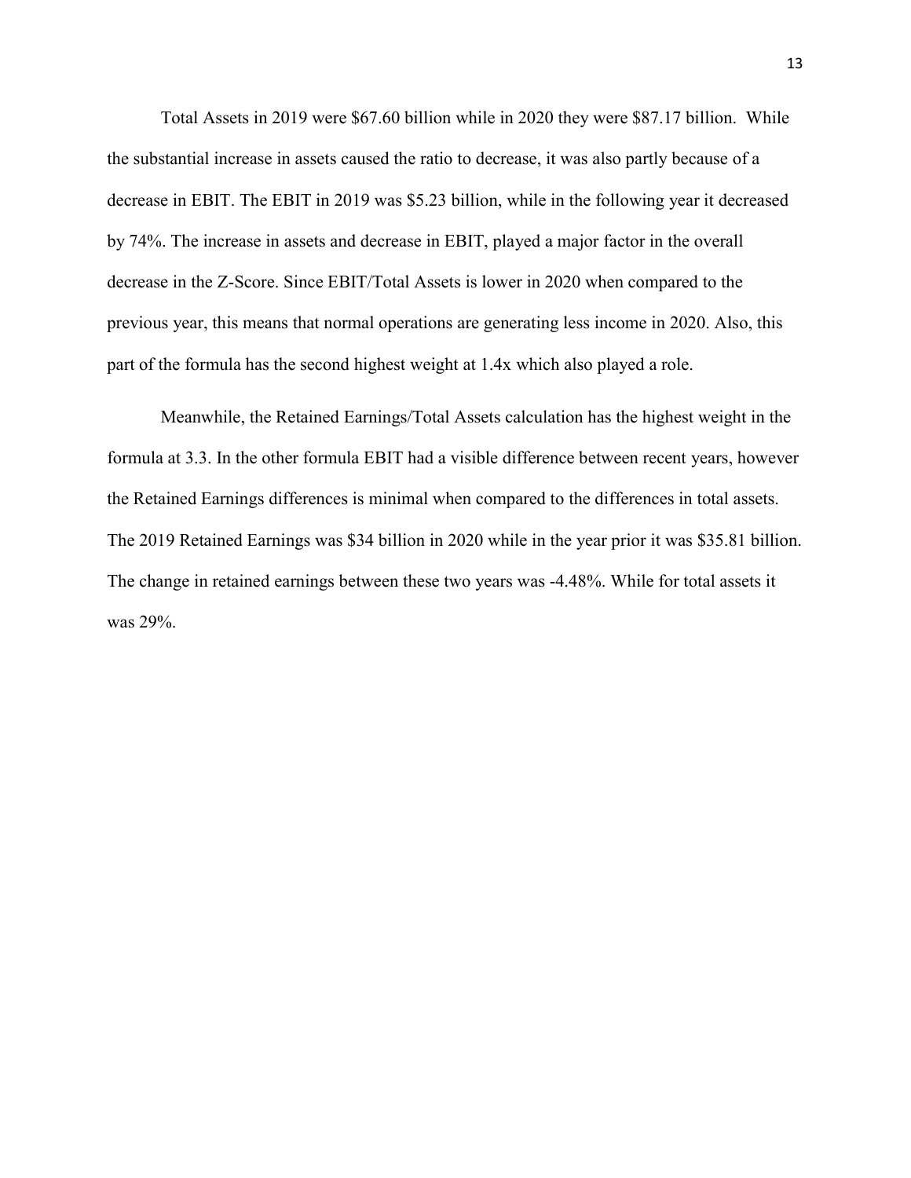Total Assets in 2019 were $67.60 billion while in 2020 they were $87.17 billion. While the substantial increase in assets caused the ratio to decrease, it was also partly because of a decrease in EBIT. The EBIT in 2019 was $5.23 billion, while in the following year it decreased by 74%. The increase in assets and decrease in EBIT, played a major factor in the overall decrease in the Z-Score. Since EBIT/Total Assets is lower in 2020 when compared to the previous year, this means that normal operations are generating less income in 2020. Also, this part of the formula has the second highest weight at 1.4x which also played a role.

Meanwhile, the Retained Earnings/Total Assets calculation has the highest weight in the formula at 3.3. In the other formula EBIT had a visible difference between recent years, however the Retained Earnings differences is minimal when compared to the differences in total assets. The 2019 Retained Earnings was $34 billion in 2020 while in the year prior it was $35.81 billion. The change in retained earnings between these two years was -4.48%. While for total assets it was 29%.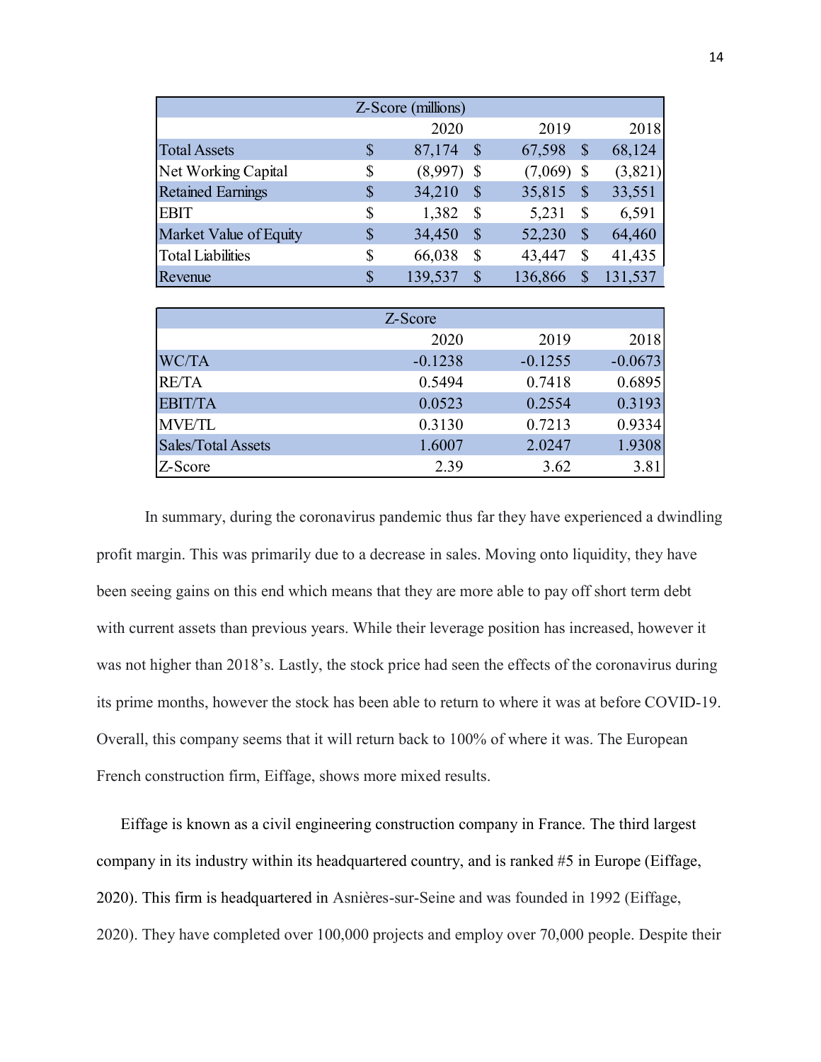| Z-Score (millions) | | | |
|---|---|---|---|
| | 2020 | 2019 | 2018 |
| Total Assets | $ 87,174 | $ 67,598 | $ 68,124 |
| Net Working Capital | $ (8,997) | $ (7,069) | $ (3,821) |
| Retained Earnings | $ 34,210 | $ 35,815 | $ 33,551 |
| EBIT | $ 1,382 | $ 5,231 | $ 6,591 |
| Market Value of Equity | $ 34,450 | $ 52,230 | $ 64,460 |
| Total Liabilities | $ 66,038 | $ 43,447 | $ 41,435 |
| Revenue | $ 139,537 | $ 136,866 | $ 131,537 |

| Z-Score | | | |
|---|---|---|---|
| | 2020 | 2019 | 2018 |
| WC/TA | -0.1238 | -0.1255 | -0.0673 |
| RE/TA | 0.5494 | 0.7418 | 0.6895 |
| EBIT/TA | 0.0523 | 0.2554 | 0.3193 |
| MVE/TL | 0.3130 | 0.7213 | 0.9334 |
| Sales/Total Assets | 1.6007 | 2.0247 | 1.9308 |
| Z-Score | 2.39 | 3.62 | 3.81 |

In summary, during the coronavirus pandemic thus far they have experienced a dwindling profit margin. This was primarily due to a decrease in sales. Moving onto liquidity, they have been seeing gains on this end which means that they are more able to pay off short term debt with current assets than previous years. While their leverage position has increased, however it was not higher than 2018's. Lastly, the stock price had seen the effects of the coronavirus during its prime months, however the stock has been able to return to where it was at before COVID-19. Overall, this company seems that it will return back to 100% of where it was. The European French construction firm, Eiffage, shows more mixed results.

Eiffage is known as a civil engineering construction company in France. The third largest company in its industry within its headquartered country, and is ranked #5 in Europe (Eiffage, 2020). This firm is headquartered in Asnières-sur-Seine and was founded in 1992 (Eiffage, 2020). They have completed over 100,000 projects and employ over 70,000 people. Despite their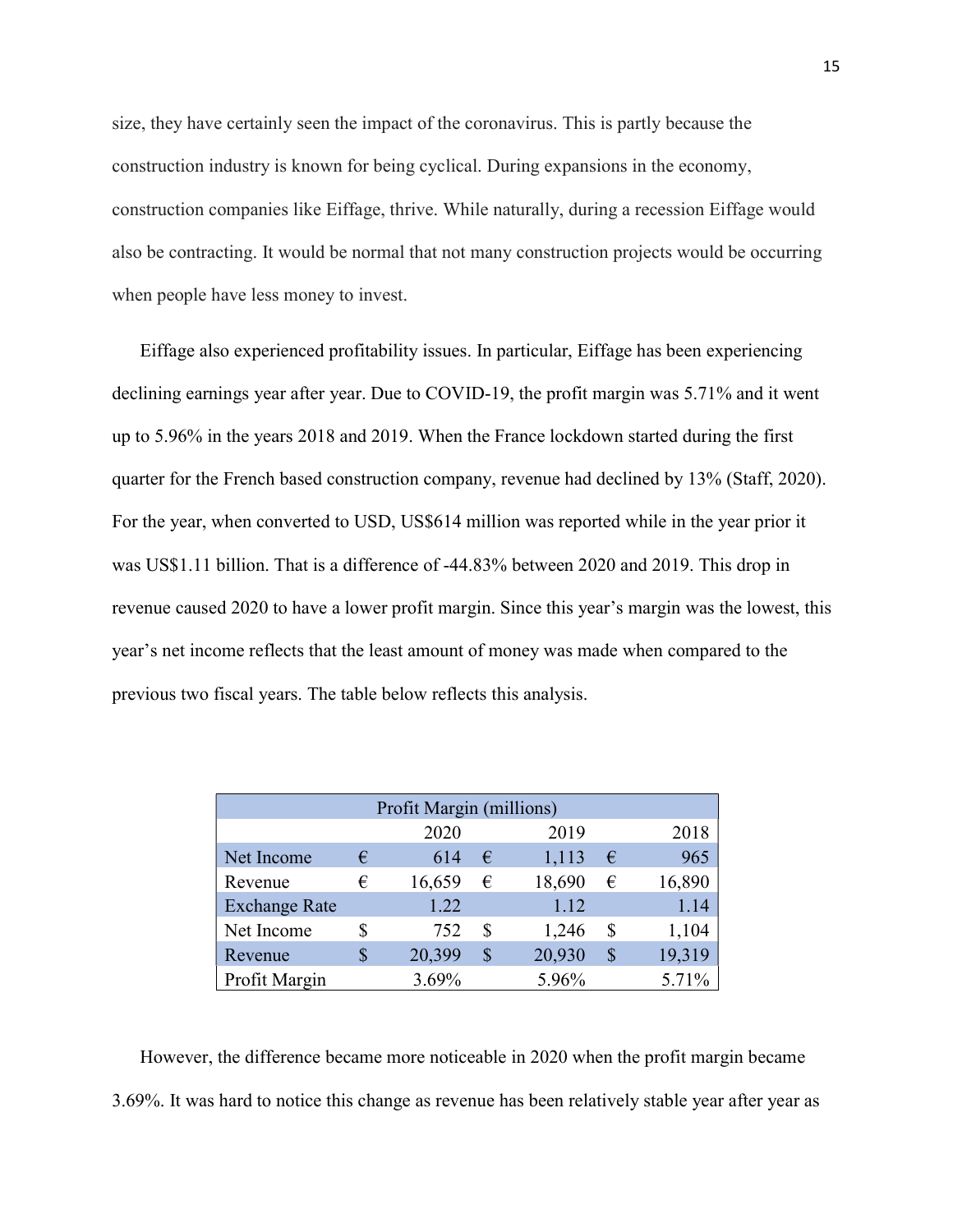size, they have certainly seen the impact of the coronavirus. This is partly because the construction industry is known for being cyclical. During expansions in the economy, construction companies like Eiffage, thrive. While naturally, during a recession Eiffage would also be contracting. It would be normal that not many construction projects would be occurring when people have less money to invest.

Eiffage also experienced profitability issues. In particular, Eiffage has been experiencing declining earnings year after year. Due to COVID-19, the profit margin was 5.71% and it went up to 5.96% in the years 2018 and 2019. When the France lockdown started during the first quarter for the French based construction company, revenue had declined by 13% (Staff, 2020). For the year, when converted to USD, US$614 million was reported while in the year prior it was US$1.11 billion. That is a difference of -44.83% between 2020 and 2019. This drop in revenue caused 2020 to have a lower profit margin. Since this year's margin was the lowest, this year's net income reflects that the least amount of money was made when compared to the previous two fiscal years. The table below reflects this analysis.

| Profit Margin (millions) | | | | | | |
|---|---|---|---|---|---|---|
| | | 2020 | | 2019 | | 2018 |
| Net Income | € | 614 | € | 1,113 | € | 965 |
| Revenue | € | 16,659 | € | 18,690 | € | 16,890 |
| Exchange Rate | | 1.22 | | 1.12 | | 1.14 |
| Net Income | $ | 752 | $ | 1,246 | $ | 1,104 |
| Revenue | $ | 20,399 | $ | 20,930 | $ | 19,319 |
| Profit Margin | | 3.69% | | 5.96% | | 5.71% |

However, the difference became more noticeable in 2020 when the profit margin became 3.69%. It was hard to notice this change as revenue has been relatively stable year after year as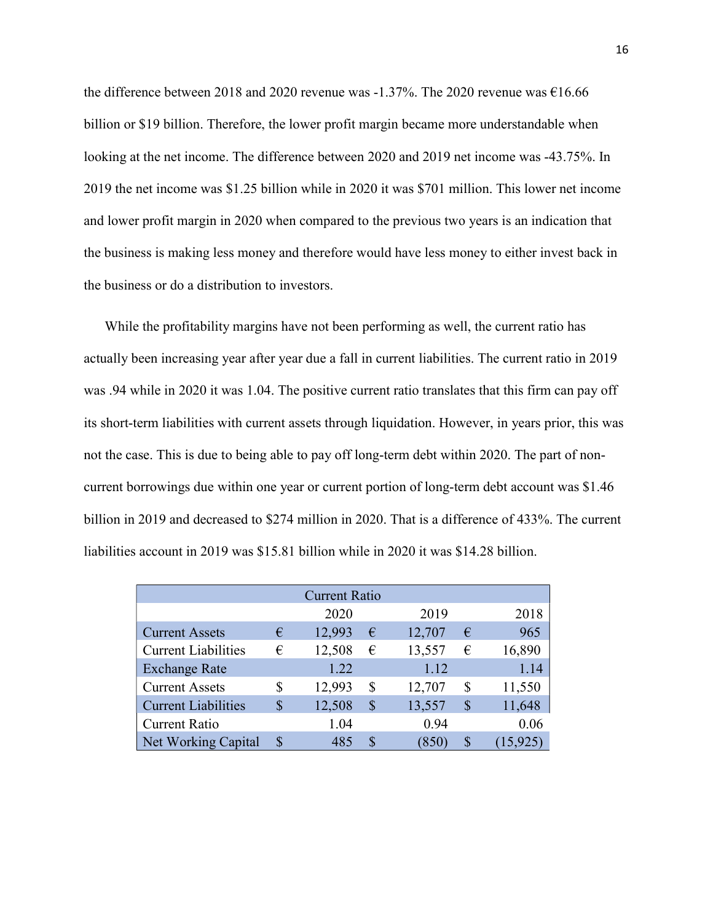the difference between 2018 and 2020 revenue was -1.37%. The 2020 revenue was €16.66 billion or $19 billion. Therefore, the lower profit margin became more understandable when looking at the net income. The difference between 2020 and 2019 net income was -43.75%. In 2019 the net income was $1.25 billion while in 2020 it was $701 million. This lower net income and lower profit margin in 2020 when compared to the previous two years is an indication that the business is making less money and therefore would have less money to either invest back in the business or do a distribution to investors.

While the profitability margins have not been performing as well, the current ratio has actually been increasing year after year due a fall in current liabilities. The current ratio in 2019 was .94 while in 2020 it was 1.04. The positive current ratio translates that this firm can pay off its short-term liabilities with current assets through liquidation. However, in years prior, this was not the case. This is due to being able to pay off long-term debt within 2020. The part of non-current borrowings due within one year or current portion of long-term debt account was $1.46 billion in 2019 and decreased to $274 million in 2020. That is a difference of 433%. The current liabilities account in 2019 was $15.81 billion while in 2020 it was $14.28 billion.

| Current Ratio | | | | | | |
|---|---|---|---|---|---|---|
| | | 2020 | | 2019 | | 2018 |
| Current Assets | € | 12,993 | € | 12,707 | € | 965 |
| Current Liabilities | € | 12,508 | € | 13,557 | € | 16,890 |
| Exchange Rate | | 1.22 | | 1.12 | | 1.14 |
| Current Assets | $ | 12,993 | $ | 12,707 | $ | 11,550 |
| Current Liabilities | $ | 12,508 | $ | 13,557 | $ | 11,648 |
| Current Ratio | | 1.04 | | 0.94 | | 0.06 |
| Net Working Capital | $ | 485 | $ | (850) | $ | (15,925) |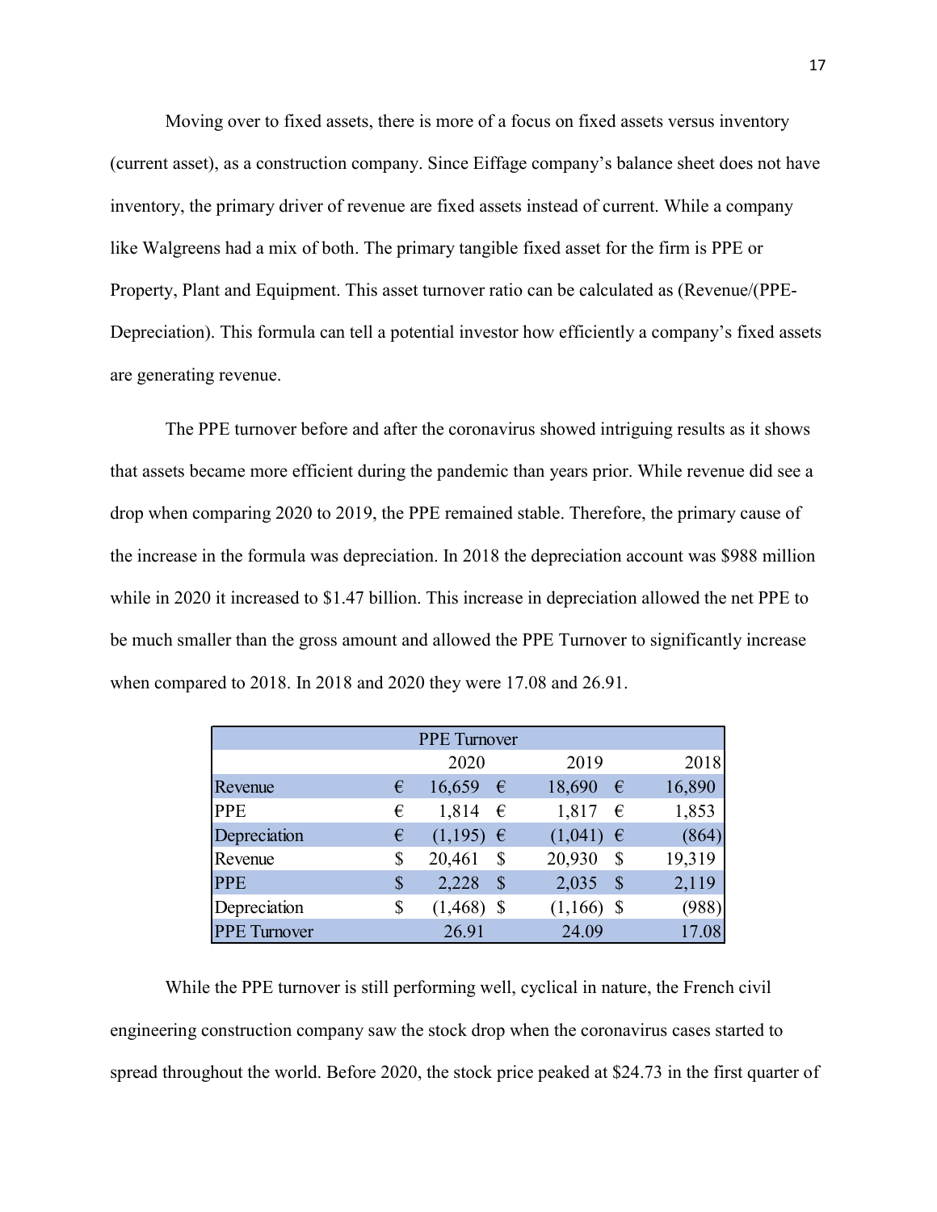Moving over to fixed assets, there is more of a focus on fixed assets versus inventory (current asset), as a construction company. Since Eiffage company's balance sheet does not have inventory, the primary driver of revenue are fixed assets instead of current. While a company like Walgreens had a mix of both. The primary tangible fixed asset for the firm is PPE or Property, Plant and Equipment. This asset turnover ratio can be calculated as (Revenue/(PPE-Depreciation). This formula can tell a potential investor how efficiently a company's fixed assets are generating revenue.

The PPE turnover before and after the coronavirus showed intriguing results as it shows that assets became more efficient during the pandemic than years prior. While revenue did see a drop when comparing 2020 to 2019, the PPE remained stable. Therefore, the primary cause of the increase in the formula was depreciation. In 2018 the depreciation account was $988 million while in 2020 it increased to $1.47 billion. This increase in depreciation allowed the net PPE to be much smaller than the gross amount and allowed the PPE Turnover to significantly increase when compared to 2018. In 2018 and 2020 they were 17.08 and 26.91.

| PPE Turnover | | | | | | |
|---|---|---|---|---|---|---|
| | | 2020 | | 2019 | | 2018 |
| Revenue | € | 16,659 | € | 18,690 | € | 16,890 |
| PPE | € | 1,814 | € | 1,817 | € | 1,853 |
| Depreciation | € | (1,195) | € | (1,041) | € | (864) |
| Revenue | $ | 20,461 | $ | 20,930 | $ | 19,319 |
| PPE | $ | 2,228 | $ | 2,035 | $ | 2,119 |
| Depreciation | $ | (1,468) | $ | (1,166) | $ | (988) |
| PPE Turnover | | 26.91 | | 24.09 | | 17.08 |

While the PPE turnover is still performing well, cyclical in nature, the French civil engineering construction company saw the stock drop when the coronavirus cases started to spread throughout the world. Before 2020, the stock price peaked at $24.73 in the first quarter of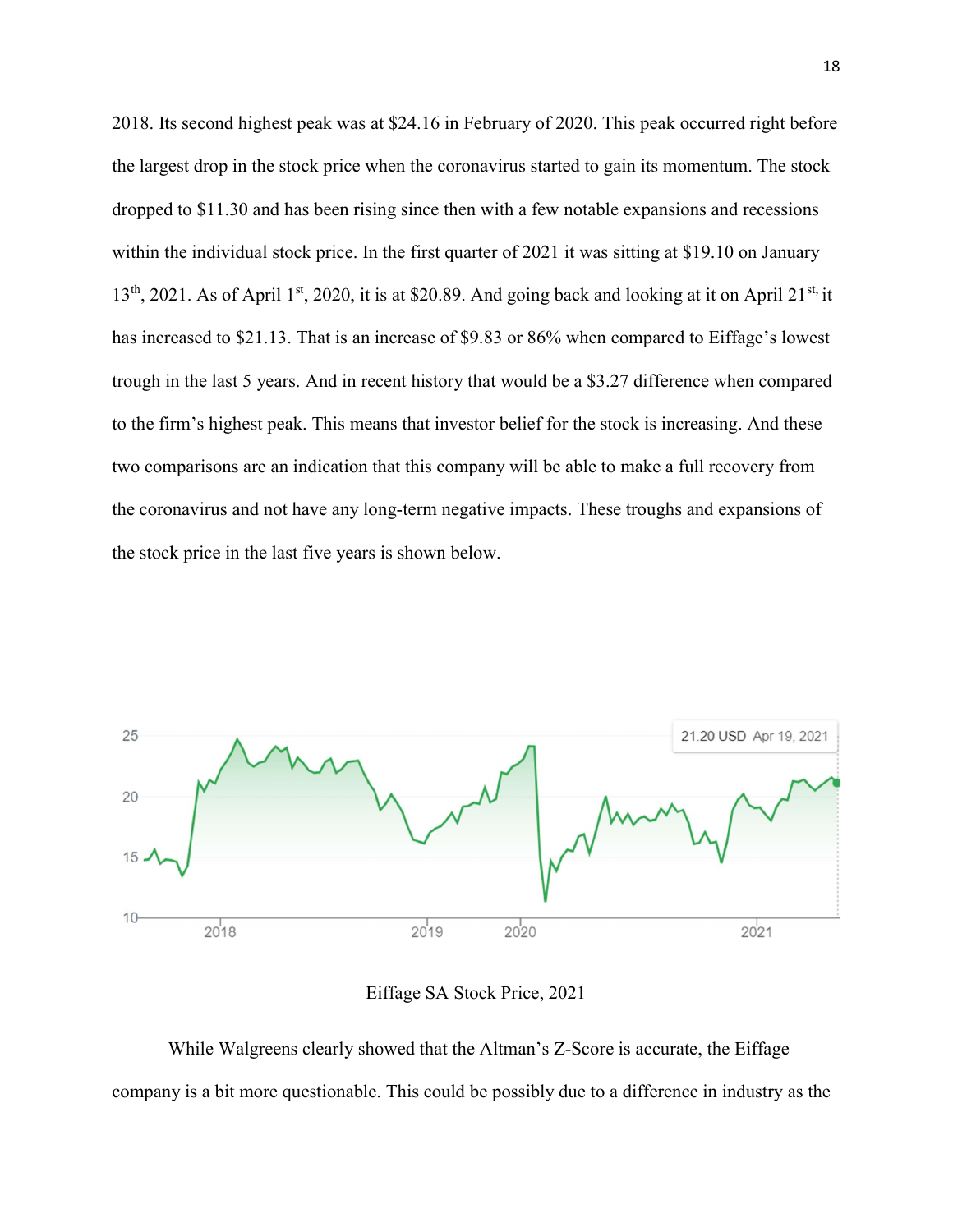2018. Its second highest peak was at $24.16 in February of 2020. This peak occurred right before the largest drop in the stock price when the coronavirus started to gain its momentum. The stock dropped to $11.30 and has been rising since then with a few notable expansions and recessions within the individual stock price. In the first quarter of 2021 it was sitting at $19.10 on January 13th, 2021. As of April 1st, 2020, it is at $20.89. And going back and looking at it on April 21st, it has increased to $21.13. That is an increase of $9.83 or 86% when compared to Eiffage's lowest trough in the last 5 years. And in recent history that would be a $3.27 difference when compared to the firm's highest peak. This means that investor belief for the stock is increasing. And these two comparisons are an indication that this company will be able to make a full recovery from the coronavirus and not have any long-term negative impacts. These troughs and expansions of the stock price in the last five years is shown below.

Eiffage SA Stock Price, 2021

While Walgreens clearly showed that the Altman's Z-Score is accurate, the Eiffage company is a bit more questionable. This could be possibly due to a difference in industry as the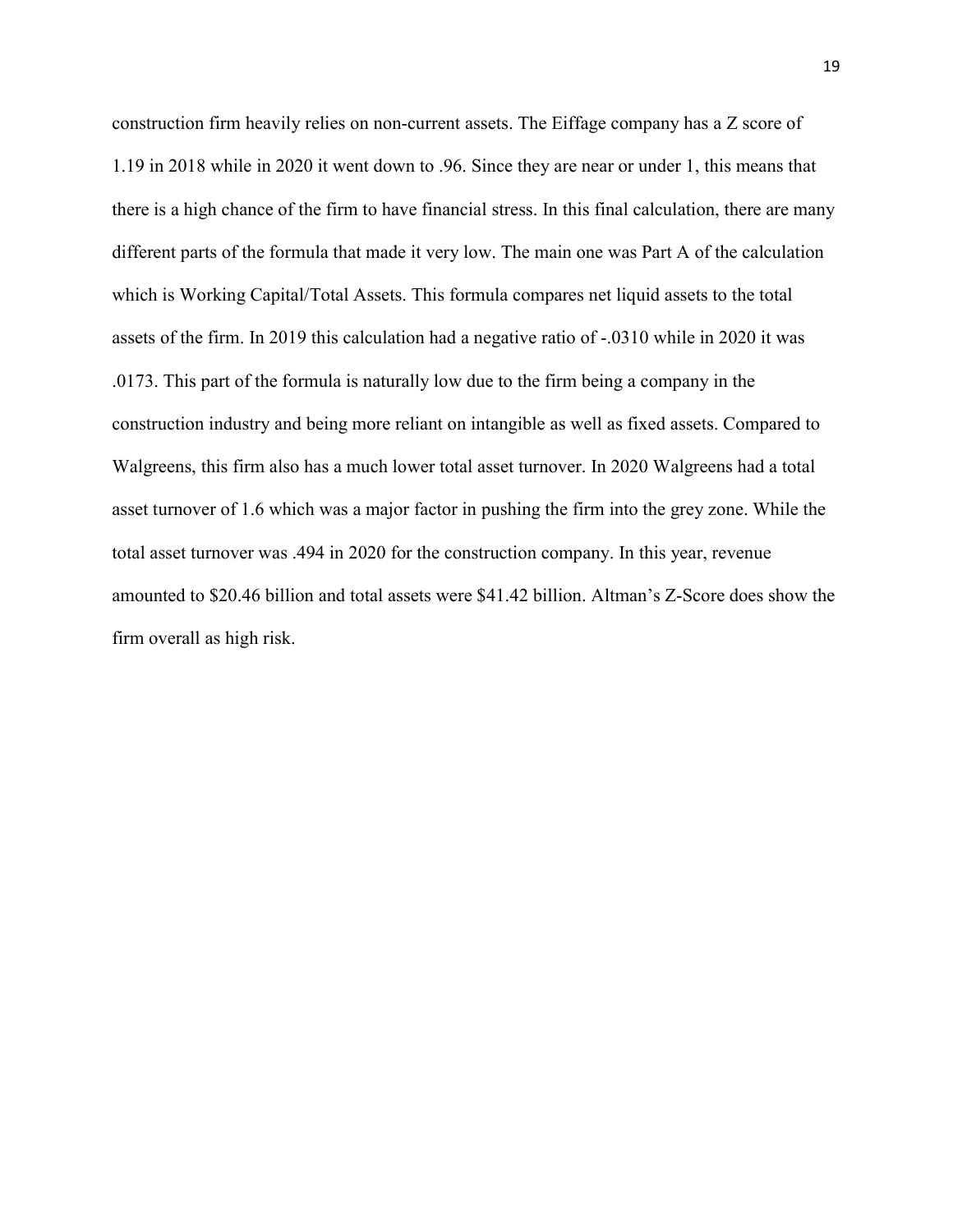construction firm heavily relies on non-current assets. The Eiffage company has a Z score of 1.19 in 2018 while in 2020 it went down to .96. Since they are near or under 1, this means that there is a high chance of the firm to have financial stress. In this final calculation, there are many different parts of the formula that made it very low. The main one was Part A of the calculation which is Working Capital/Total Assets. This formula compares net liquid assets to the total assets of the firm. In 2019 this calculation had a negative ratio of -.0310 while in 2020 it was .0173. This part of the formula is naturally low due to the firm being a company in the construction industry and being more reliant on intangible as well as fixed assets. Compared to Walgreens, this firm also has a much lower total asset turnover. In 2020 Walgreens had a total asset turnover of 1.6 which was a major factor in pushing the firm into the grey zone. While the total asset turnover was .494 in 2020 for the construction company. In this year, revenue amounted to $20.46 billion and total assets were $41.42 billion. Altman's Z-Score does show the firm overall as high risk.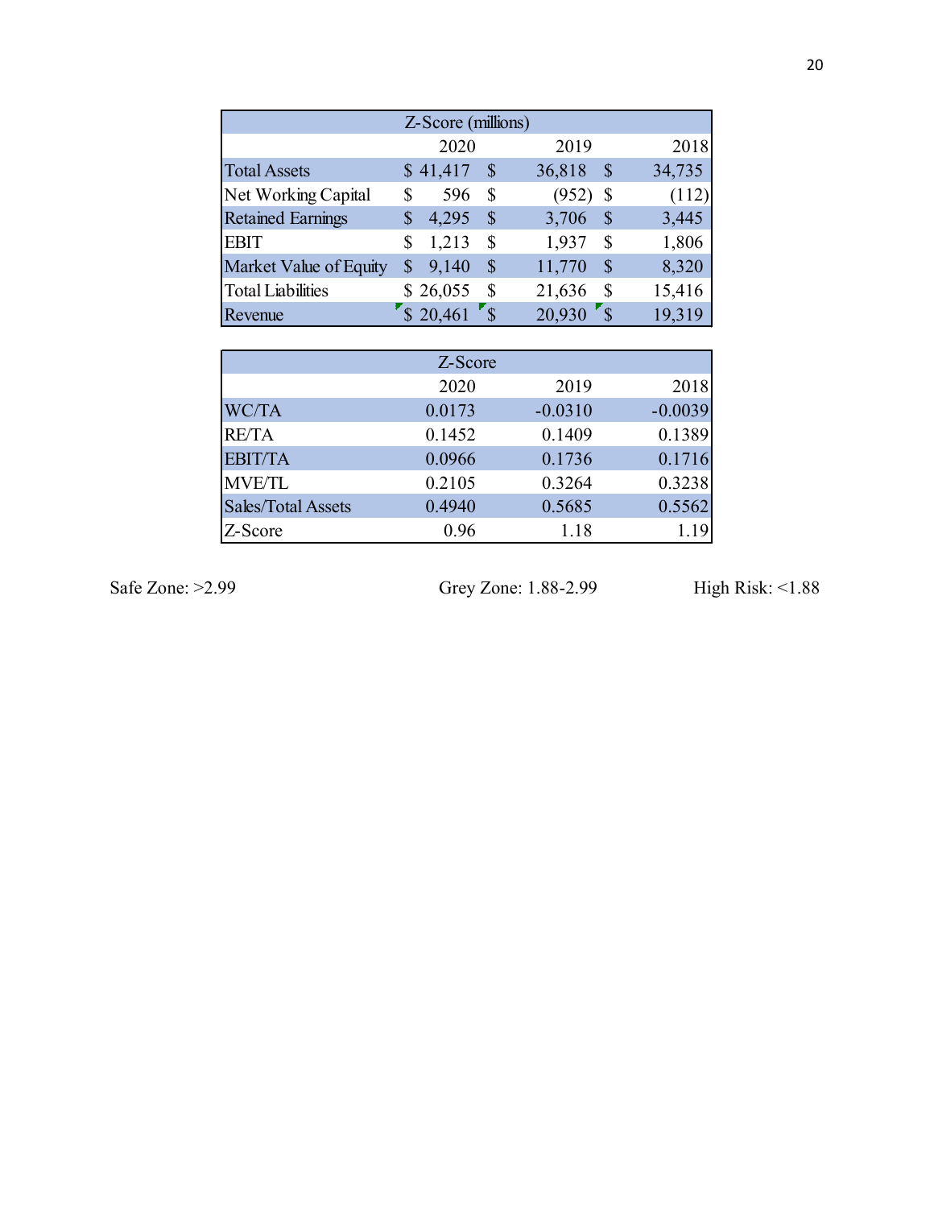| Z-Score (millions) | | | |
|---|---|---|---|
| | 2020 | 2019 | 2018 |
| Total Assets | $ 41,417 | $ 36,818 | $ 34,735 |
| Net Working Capital | $ 596 | $ (952) | $ (112) |
| Retained Earnings | $ 4,295 | $ 3,706 | $ 3,445 |
| EBIT | $ 1,213 | $ 1,937 | $ 1,806 |
| Market Value of Equity | $ 9,140 | $ 11,770 | $ 8,320 |
| Total Liabilities | $ 26,055 | $ 21,636 | $ 15,416 |
| Revenue | $ 20,461 | $ 20,930 | $ 19,319 |

| Z-Score | | | |
|---|---|---|---|
| | 2020 | 2019 | 2018 |
| WC/TA | 0.0173 | -0.0310 | -0.0039 |
| RE/TA | 0.1452 | 0.1409 | 0.1389 |
| EBIT/TA | 0.0966 | 0.1736 | 0.1716 |
| MVE/TL | 0.2105 | 0.3264 | 0.3238 |
| Sales/Total Assets | 0.4940 | 0.5685 | 0.5562 |
| Z-Score | 0.96 | 1.18 | 1.19 |

Safe Zone: >2.99 Grey Zone: 1.88-2.99 High Risk: <1.88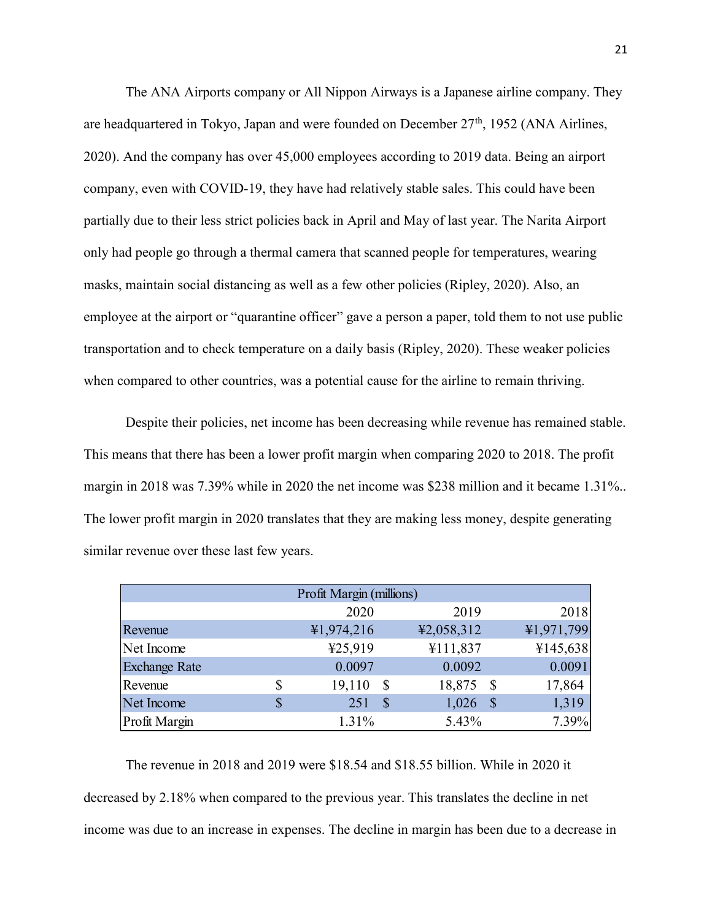The ANA Airports company or All Nippon Airways is a Japanese airline company. They are headquartered in Tokyo, Japan and were founded on December 27th, 1952 (ANA Airlines, 2020). And the company has over 45,000 employees according to 2019 data. Being an airport company, even with COVID-19, they have had relatively stable sales. This could have been partially due to their less strict policies back in April and May of last year. The Narita Airport only had people go through a thermal camera that scanned people for temperatures, wearing masks, maintain social distancing as well as a few other policies (Ripley, 2020). Also, an employee at the airport or "quarantine officer" gave a person a paper, told them to not use public transportation and to check temperature on a daily basis (Ripley, 2020). These weaker policies when compared to other countries, was a potential cause for the airline to remain thriving.

Despite their policies, net income has been decreasing while revenue has remained stable. This means that there has been a lower profit margin when comparing 2020 to 2018. The profit margin in 2018 was 7.39% while in 2020 the net income was $238 million and it became 1.31%.. The lower profit margin in 2020 translates that they are making less money, despite generating similar revenue over these last few years.

| Profit Margin (millions) | | | |
|---|---|---|---|
| | 2020 | 2019 | 2018 |
| Revenue | ¥1,974,216 | ¥2,058,312 | ¥1,971,799 |
| Net Income | ¥25,919 | ¥111,837 | ¥145,638 |
| Exchange Rate | 0.0097 | 0.0092 | 0.0091 |
| Revenue | $ 19,110 | $ 18,875 | $ 17,864 |
| Net Income | $ 251 | $ 1,026 | $ 1,319 |
| Profit Margin | 1.31% | 5.43% | 7.39% |

The revenue in 2018 and 2019 were $18.54 and $18.55 billion. While in 2020 it decreased by 2.18% when compared to the previous year. This translates the decline in net income was due to an increase in expenses. The decline in margin has been due to a decrease in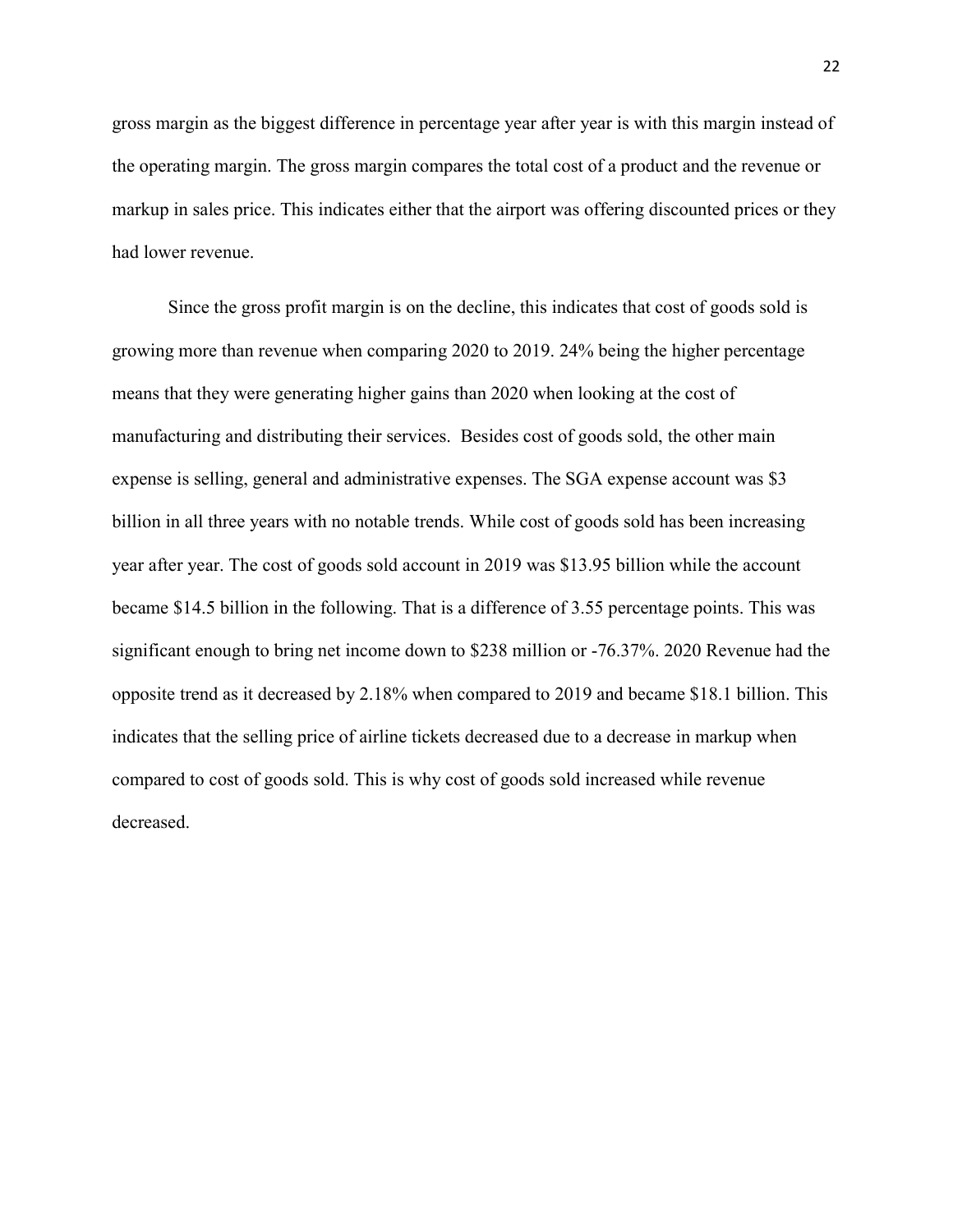gross margin as the biggest difference in percentage year after year is with this margin instead of the operating margin. The gross margin compares the total cost of a product and the revenue or markup in sales price. This indicates either that the airport was offering discounted prices or they had lower revenue.

Since the gross profit margin is on the decline, this indicates that cost of goods sold is growing more than revenue when comparing 2020 to 2019. 24% being the higher percentage means that they were generating higher gains than 2020 when looking at the cost of manufacturing and distributing their services.  Besides cost of goods sold, the other main expense is selling, general and administrative expenses. The SGA expense account was $3 billion in all three years with no notable trends. While cost of goods sold has been increasing year after year. The cost of goods sold account in 2019 was $13.95 billion while the account became $14.5 billion in the following. That is a difference of 3.55 percentage points. This was significant enough to bring net income down to $238 million or -76.37%. 2020 Revenue had the opposite trend as it decreased by 2.18% when compared to 2019 and became $18.1 billion. This indicates that the selling price of airline tickets decreased due to a decrease in markup when compared to cost of goods sold. This is why cost of goods sold increased while revenue decreased.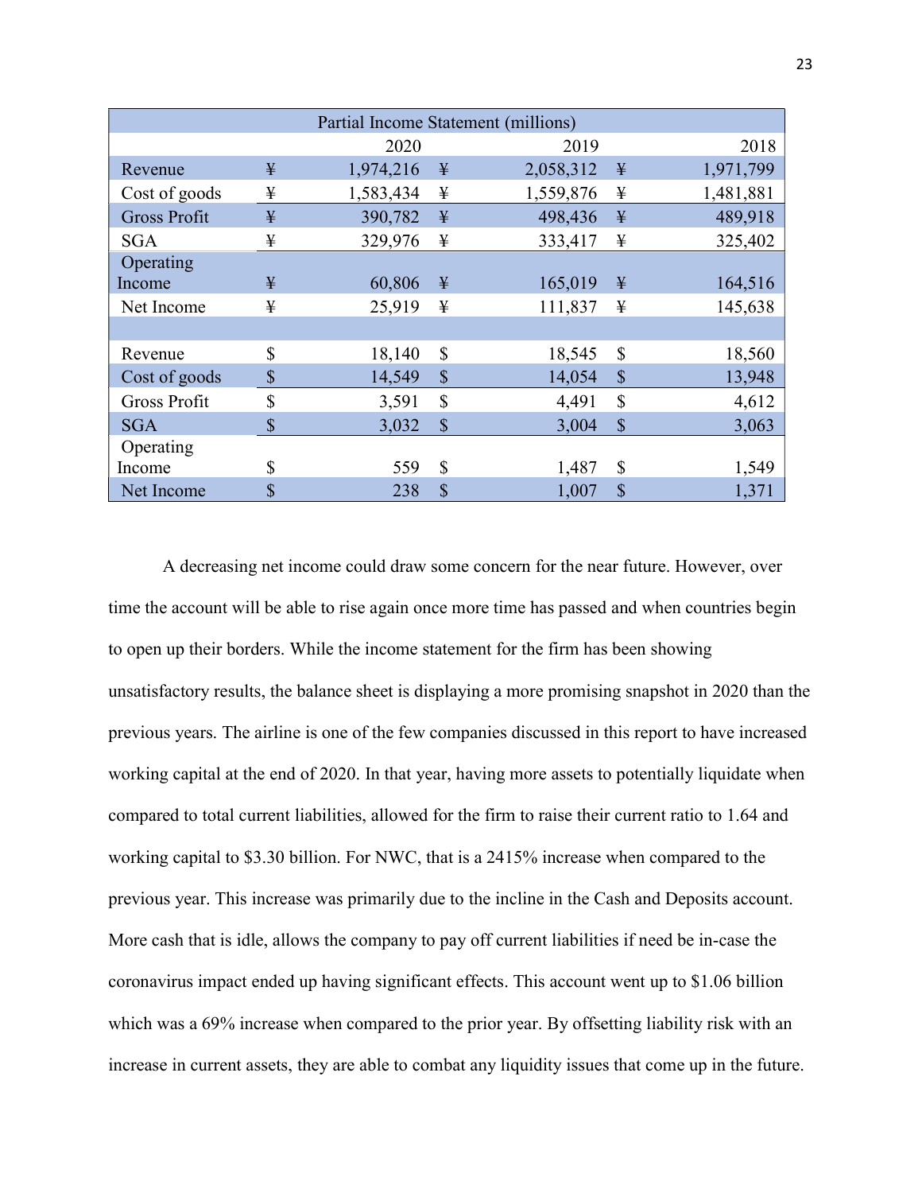| Partial Income Statement (millions) | | | | | | |
|---|---|---|---|---|---|---|
| | | 2020 | | 2019 | | 2018 |
| Revenue | ¥ | 1,974,216 | ¥ | 2,058,312 | ¥ | 1,971,799 |
| Cost of goods | ¥ | 1,583,434 | ¥ | 1,559,876 | ¥ | 1,481,881 |
| Gross Profit | ¥ | 390,782 | ¥ | 498,436 | ¥ | 489,918 |
| SGA | ¥ | 329,976 | ¥ | 333,417 | ¥ | 325,402 |
| Operating Income | ¥ | 60,806 | ¥ | 165,019 | ¥ | 164,516 |
| Net Income | ¥ | 25,919 | ¥ | 111,837 | ¥ | 145,638 |
| | | | | | | |
| Revenue | $ | 18,140 | $ | 18,545 | $ | 18,560 |
| Cost of goods | $ | 14,549 | $ | 14,054 | $ | 13,948 |
| Gross Profit | $ | 3,591 | $ | 4,491 | $ | 4,612 |
| SGA | $ | 3,032 | $ | 3,004 | $ | 3,063 |
| Operating Income | $ | 559 | $ | 1,487 | $ | 1,549 |
| Net Income | $ | 238 | $ | 1,007 | $ | 1,371 |

A decreasing net income could draw some concern for the near future. However, over time the account will be able to rise again once more time has passed and when countries begin to open up their borders. While the income statement for the firm has been showing unsatisfactory results, the balance sheet is displaying a more promising snapshot in 2020 than the previous years. The airline is one of the few companies discussed in this report to have increased working capital at the end of 2020. In that year, having more assets to potentially liquidate when compared to total current liabilities, allowed for the firm to raise their current ratio to 1.64 and working capital to $3.30 billion. For NWC, that is a 2415% increase when compared to the previous year. This increase was primarily due to the incline in the Cash and Deposits account. More cash that is idle, allows the company to pay off current liabilities if need be in-case the coronavirus impact ended up having significant effects. This account went up to $1.06 billion which was a 69% increase when compared to the prior year. By offsetting liability risk with an increase in current assets, they are able to combat any liquidity issues that come up in the future.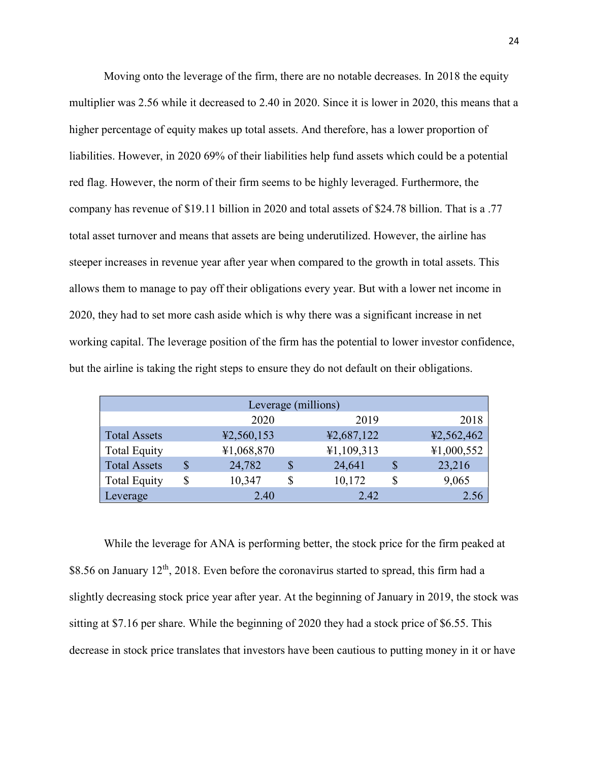Moving onto the leverage of the firm, there are no notable decreases. In 2018 the equity multiplier was 2.56 while it decreased to 2.40 in 2020. Since it is lower in 2020, this means that a higher percentage of equity makes up total assets. And therefore, has a lower proportion of liabilities. However, in 2020 69% of their liabilities help fund assets which could be a potential red flag. However, the norm of their firm seems to be highly leveraged. Furthermore, the company has revenue of $19.11 billion in 2020 and total assets of $24.78 billion. That is a .77 total asset turnover and means that assets are being underutilized. However, the airline has steeper increases in revenue year after year when compared to the growth in total assets. This allows them to manage to pay off their obligations every year. But with a lower net income in 2020, they had to set more cash aside which is why there was a significant increase in net working capital. The leverage position of the firm has the potential to lower investor confidence, but the airline is taking the right steps to ensure they do not default on their obligations.

| Leverage (millions) | | | |
|---|---|---|---|
| | 2020 | 2019 | 2018 |
| Total Assets | ¥2,560,153 | ¥2,687,122 | ¥2,562,462 |
| Total Equity | ¥1,068,870 | ¥1,109,313 | ¥1,000,552 |
| Total Assets | $ 24,782 | $ 24,641 | $ 23,216 |
| Total Equity | $ 10,347 | $ 10,172 | $ 9,065 |
| Leverage | 2.40 | 2.42 | 2.56 |

While the leverage for ANA is performing better, the stock price for the firm peaked at $8.56 on January 12th, 2018. Even before the coronavirus started to spread, this firm had a slightly decreasing stock price year after year. At the beginning of January in 2019, the stock was sitting at $7.16 per share. While the beginning of 2020 they had a stock price of $6.55. This decrease in stock price translates that investors have been cautious to putting money in it or have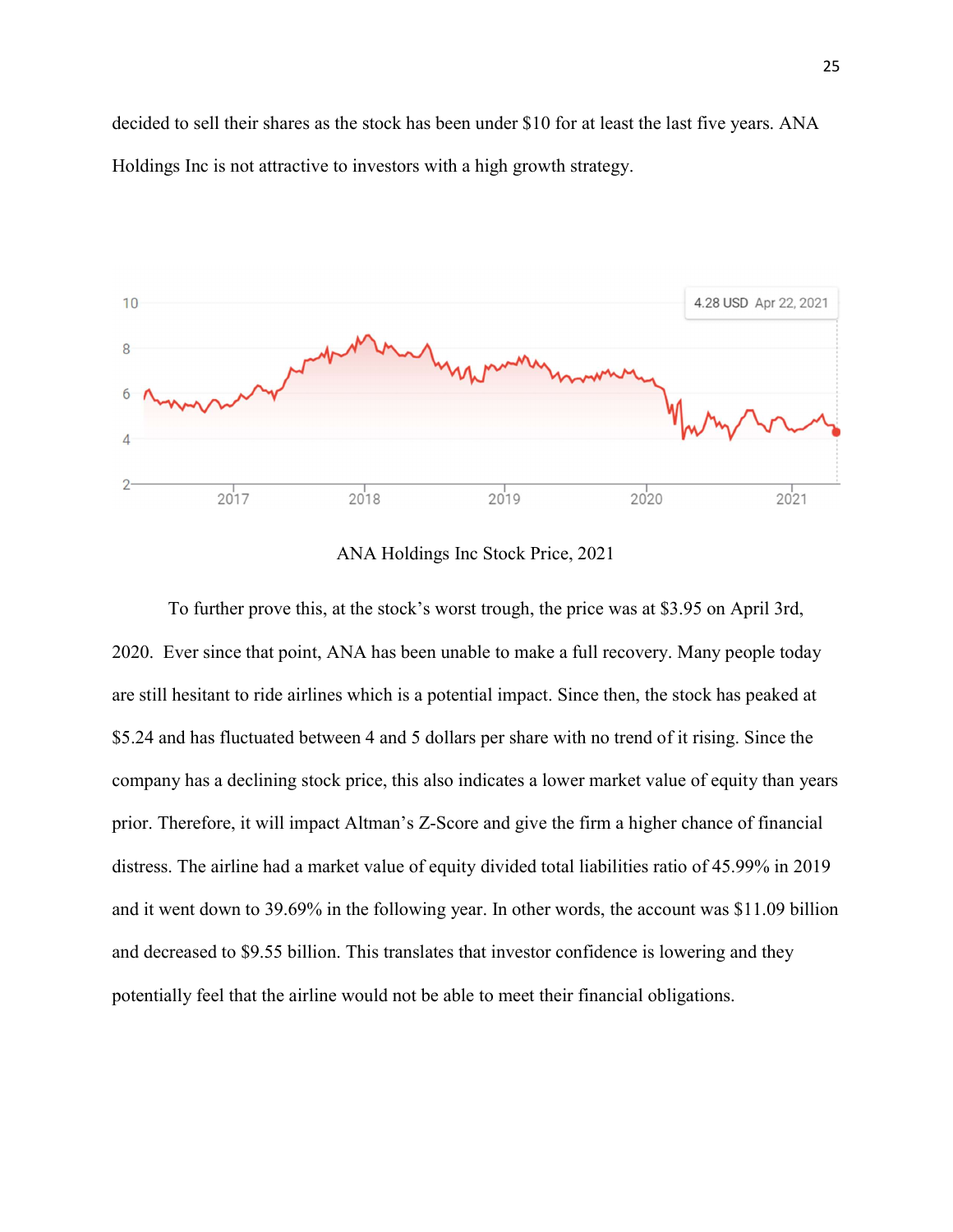decided to sell their shares as the stock has been under $10 for at least the last five years. ANA Holdings Inc is not attractive to investors with a high growth strategy.

ANA Holdings Inc Stock Price, 2021

To further prove this, at the stock's worst trough, the price was at $3.95 on April 3rd, 2020. Ever since that point, ANA has been unable to make a full recovery. Many people today are still hesitant to ride airlines which is a potential impact. Since then, the stock has peaked at $5.24 and has fluctuated between 4 and 5 dollars per share with no trend of it rising. Since the company has a declining stock price, this also indicates a lower market value of equity than years prior. Therefore, it will impact Altman's Z-Score and give the firm a higher chance of financial distress. The airline had a market value of equity divided total liabilities ratio of 45.99% in 2019 and it went down to 39.69% in the following year. In other words, the account was $11.09 billion and decreased to $9.55 billion. This translates that investor confidence is lowering and they potentially feel that the airline would not be able to meet their financial obligations.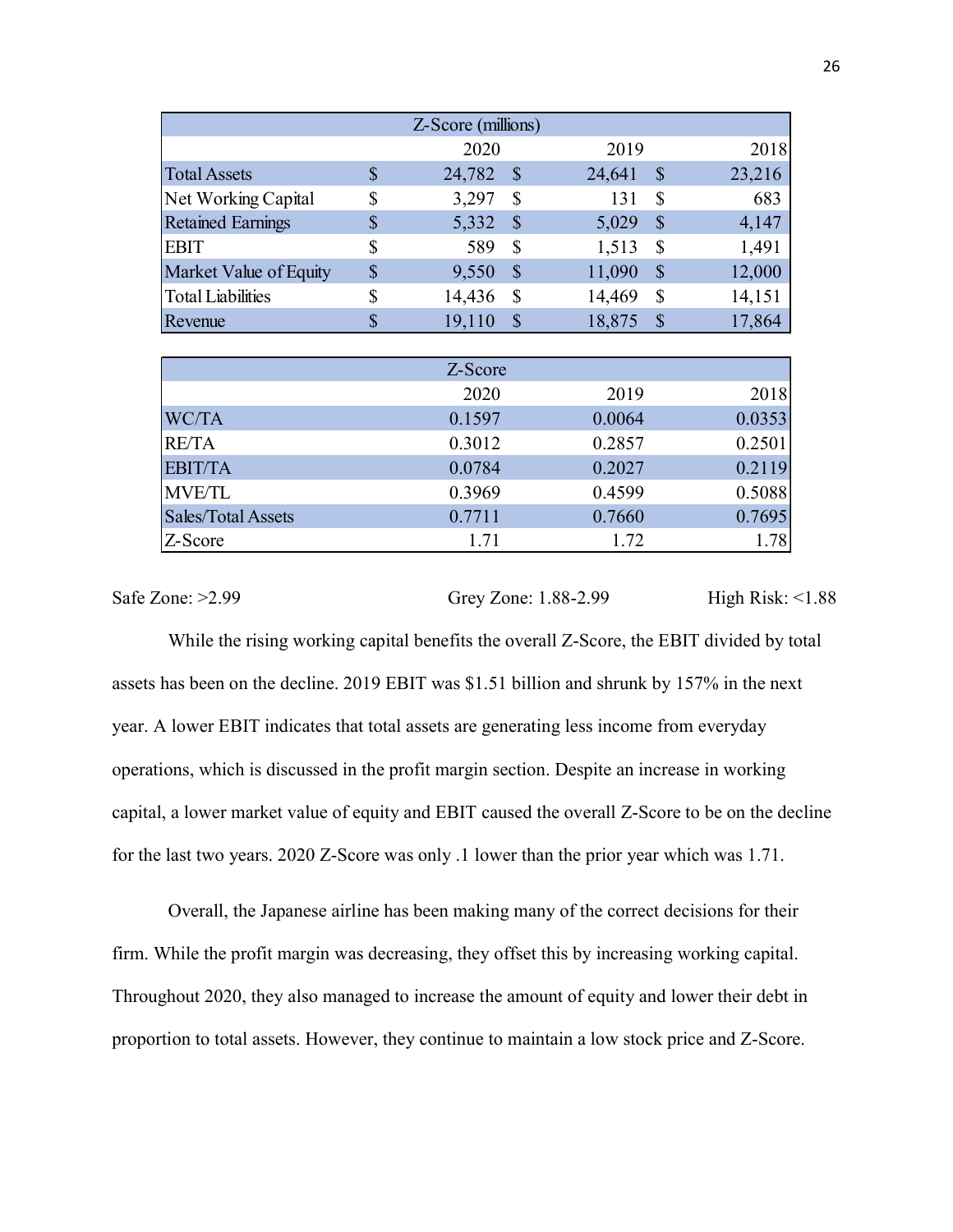| Z-Score (millions) | | | |
|---|---|---|---|
| | 2020 | 2019 | 2018 |
| Total Assets | $ 24,782 | $ 24,641 | $ 23,216 |
| Net Working Capital | $ 3,297 | $ 131 | $ 683 |
| Retained Earnings | $ 5,332 | $ 5,029 | $ 4,147 |
| EBIT | $ 589 | $ 1,513 | $ 1,491 |
| Market Value of Equity | $ 9,550 | $ 11,090 | $ 12,000 |
| Total Liabilities | $ 14,436 | $ 14,469 | $ 14,151 |
| Revenue | $ 19,110 | $ 18,875 | $ 17,864 |

| Z-Score | | | |
|---|---|---|---|
| | 2020 | 2019 | 2018 |
| WC/TA | 0.1597 | 0.0064 | 0.0353 |
| RE/TA | 0.3012 | 0.2857 | 0.2501 |
| EBIT/TA | 0.0784 | 0.2027 | 0.2119 |
| MVE/TL | 0.3969 | 0.4599 | 0.5088 |
| Sales/Total Assets | 0.7711 | 0.7660 | 0.7695 |
| Z-Score | 1.71 | 1.72 | 1.78 |

Safe Zone: >2.99 Grey Zone: 1.88-2.99 High Risk: <1.88

While the rising working capital benefits the overall Z-Score, the EBIT divided by total assets has been on the decline. 2019 EBIT was $1.51 billion and shrunk by 157% in the next year. A lower EBIT indicates that total assets are generating less income from everyday operations, which is discussed in the profit margin section. Despite an increase in working capital, a lower market value of equity and EBIT caused the overall Z-Score to be on the decline for the last two years. 2020 Z-Score was only .1 lower than the prior year which was 1.71.

Overall, the Japanese airline has been making many of the correct decisions for their firm. While the profit margin was decreasing, they offset this by increasing working capital. Throughout 2020, they also managed to increase the amount of equity and lower their debt in proportion to total assets. However, they continue to maintain a low stock price and Z-Score.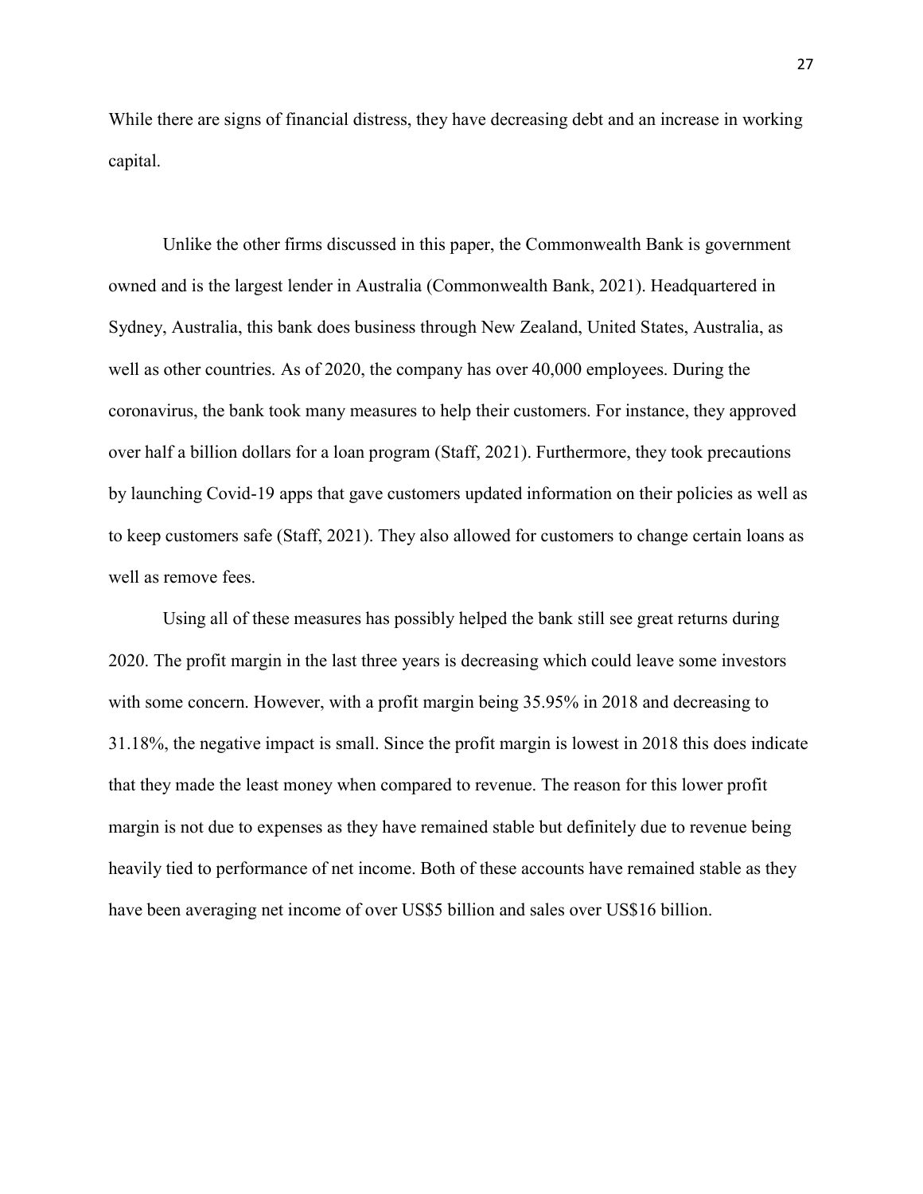While there are signs of financial distress, they have decreasing debt and an increase in working capital.

Unlike the other firms discussed in this paper, the Commonwealth Bank is government owned and is the largest lender in Australia (Commonwealth Bank, 2021). Headquartered in Sydney, Australia, this bank does business through New Zealand, United States, Australia, as well as other countries. As of 2020, the company has over 40,000 employees. During the coronavirus, the bank took many measures to help their customers. For instance, they approved over half a billion dollars for a loan program (Staff, 2021). Furthermore, they took precautions by launching Covid-19 apps that gave customers updated information on their policies as well as to keep customers safe (Staff, 2021). They also allowed for customers to change certain loans as well as remove fees.

Using all of these measures has possibly helped the bank still see great returns during 2020. The profit margin in the last three years is decreasing which could leave some investors with some concern. However, with a profit margin being 35.95% in 2018 and decreasing to 31.18%, the negative impact is small. Since the profit margin is lowest in 2018 this does indicate that they made the least money when compared to revenue. The reason for this lower profit margin is not due to expenses as they have remained stable but definitely due to revenue being heavily tied to performance of net income. Both of these accounts have remained stable as they have been averaging net income of over US$5 billion and sales over US$16 billion.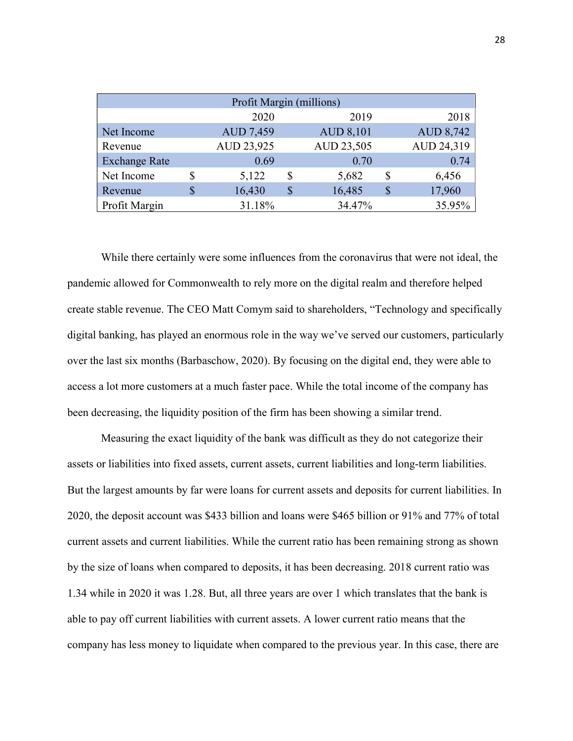| Profit Margin (millions) | | | |
|---|---|---|---|
| | 2020 | 2019 | 2018 |
| Net Income | AUD 7,459 | AUD 8,101 | AUD 8,742 |
| Revenue | AUD 23,925 | AUD 23,505 | AUD 24,319 |
| Exchange Rate | 0.69 | 0.70 | 0.74 |
| Net Income | $ 5,122 | $ 5,682 | $ 6,456 |
| Revenue | $ 16,430 | $ 16,485 | $ 17,960 |
| Profit Margin | 31.18% | 34.47% | 35.95% |

While there certainly were some influences from the coronavirus that were not ideal, the pandemic allowed for Commonwealth to rely more on the digital realm and therefore helped create stable revenue. The CEO Matt Comym said to shareholders, "Technology and specifically digital banking, has played an enormous role in the way we've served our customers, particularly over the last six months (Barbaschow, 2020). By focusing on the digital end, they were able to access a lot more customers at a much faster pace. While the total income of the company has been decreasing, the liquidity position of the firm has been showing a similar trend.

Measuring the exact liquidity of the bank was difficult as they do not categorize their assets or liabilities into fixed assets, current assets, current liabilities and long-term liabilities. But the largest amounts by far were loans for current assets and deposits for current liabilities. In 2020, the deposit account was $433 billion and loans were $465 billion or 91% and 77% of total current assets and current liabilities. While the current ratio has been remaining strong as shown by the size of loans when compared to deposits, it has been decreasing. 2018 current ratio was 1.34 while in 2020 it was 1.28. But, all three years are over 1 which translates that the bank is able to pay off current liabilities with current assets. A lower current ratio means that the company has less money to liquidate when compared to the previous year. In this case, there are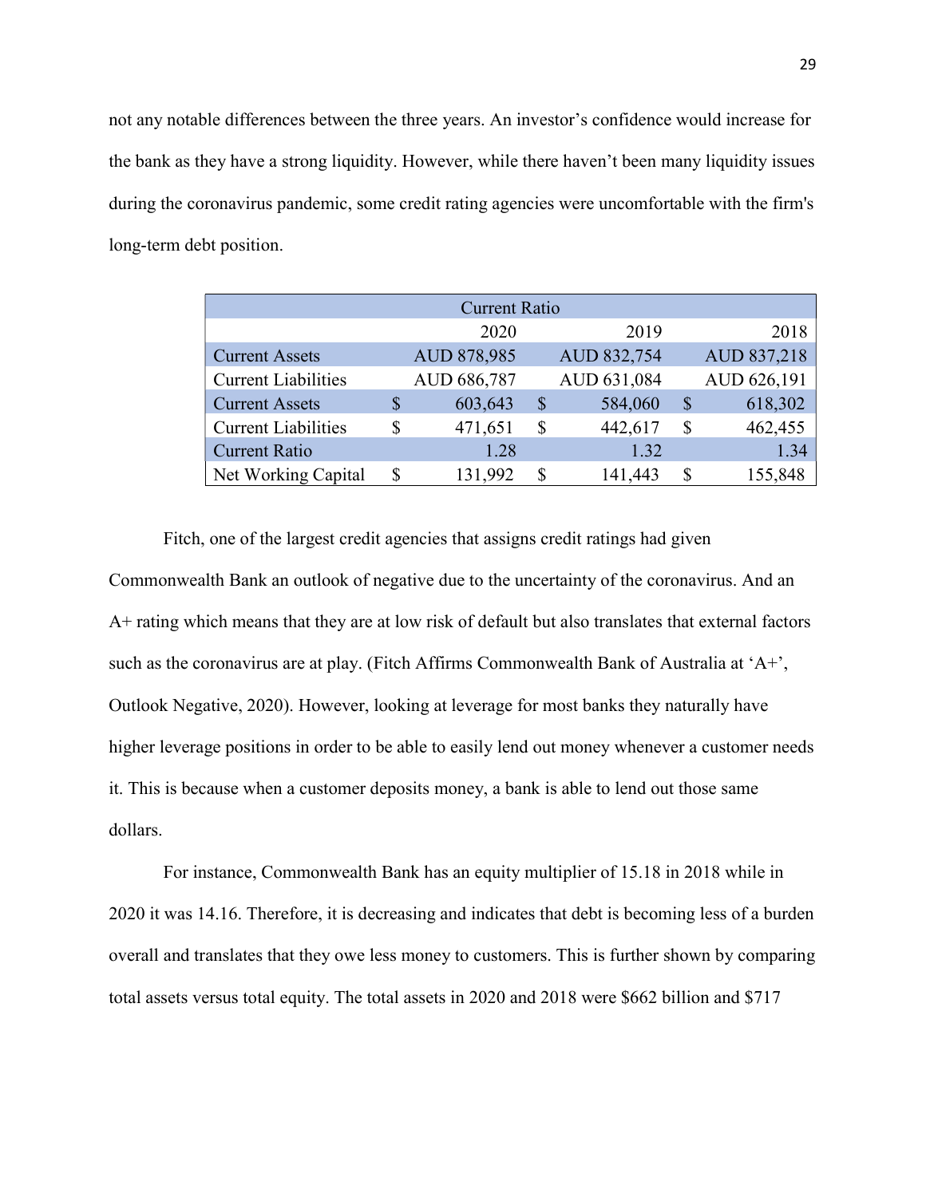not any notable differences between the three years. An investor's confidence would increase for the bank as they have a strong liquidity. However, while there haven't been many liquidity issues during the coronavirus pandemic, some credit rating agencies were uncomfortable with the firm's long-term debt position.

| Current Ratio | | | |
|---|---|---|---|
| | 2020 | 2019 | 2018 |
| Current Assets | AUD 878,985 | AUD 832,754 | AUD 837,218 |
| Current Liabilities | AUD 686,787 | AUD 631,084 | AUD 626,191 |
| Current Assets | $ 603,643 | $ 584,060 | $ 618,302 |
| Current Liabilities | $ 471,651 | $ 442,617 | $ 462,455 |
| Current Ratio | 1.28 | 1.32 | 1.34 |
| Net Working Capital | $ 131,992 | $ 141,443 | $ 155,848 |

Fitch, one of the largest credit agencies that assigns credit ratings had given Commonwealth Bank an outlook of negative due to the uncertainty of the coronavirus. And an A+ rating which means that they are at low risk of default but also translates that external factors such as the coronavirus are at play. (Fitch Affirms Commonwealth Bank of Australia at 'A+', Outlook Negative, 2020). However, looking at leverage for most banks they naturally have higher leverage positions in order to be able to easily lend out money whenever a customer needs it. This is because when a customer deposits money, a bank is able to lend out those same dollars.

For instance, Commonwealth Bank has an equity multiplier of 15.18 in 2018 while in 2020 it was 14.16. Therefore, it is decreasing and indicates that debt is becoming less of a burden overall and translates that they owe less money to customers. This is further shown by comparing total assets versus total equity. The total assets in 2020 and 2018 were $662 billion and $717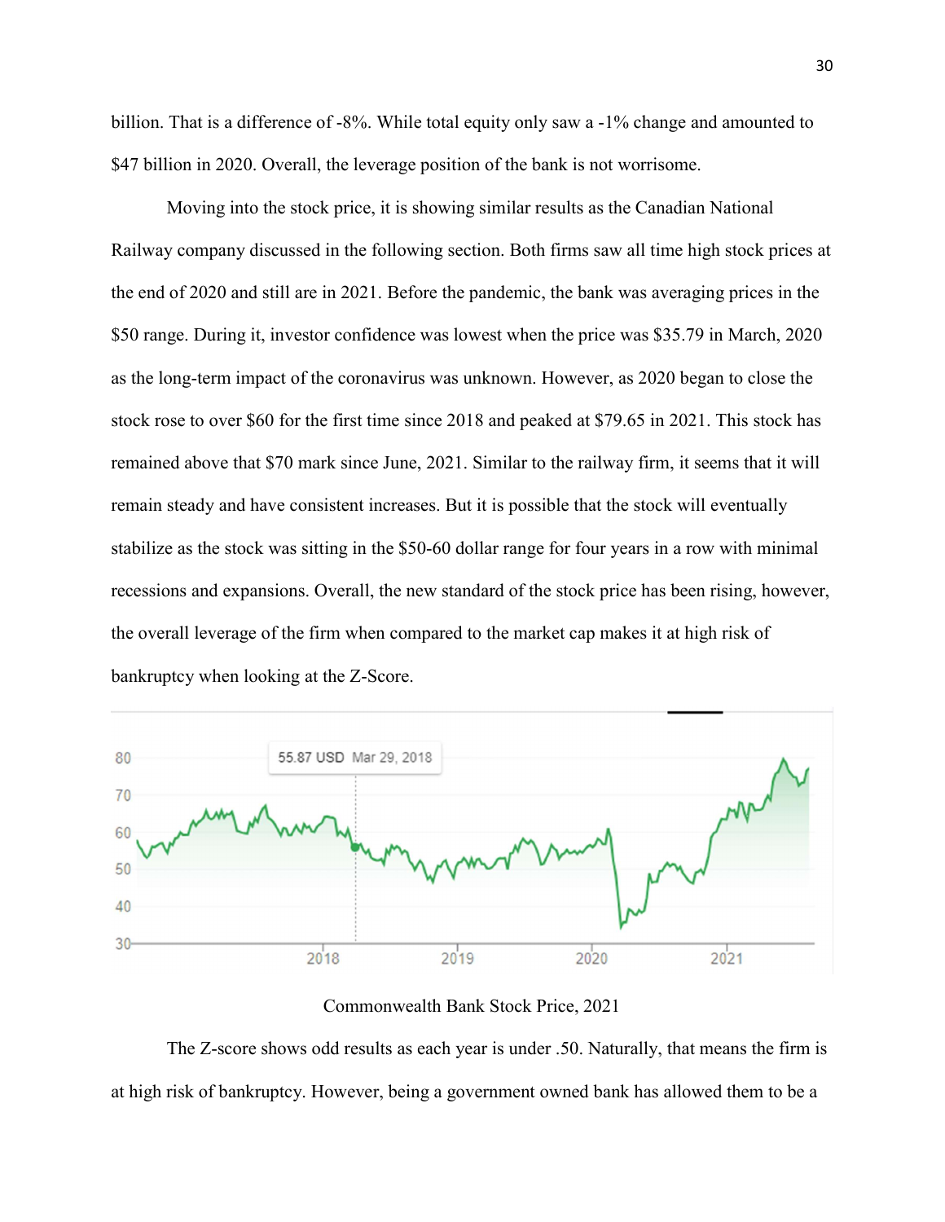billion. That is a difference of -8%. While total equity only saw a -1% change and amounted to $47 billion in 2020. Overall, the leverage position of the bank is not worrisome.

Moving into the stock price, it is showing similar results as the Canadian National Railway company discussed in the following section. Both firms saw all time high stock prices at the end of 2020 and still are in 2021. Before the pandemic, the bank was averaging prices in the $50 range. During it, investor confidence was lowest when the price was $35.79 in March, 2020 as the long-term impact of the coronavirus was unknown. However, as 2020 began to close the stock rose to over $60 for the first time since 2018 and peaked at $79.65 in 2021. This stock has remained above that $70 mark since June, 2021. Similar to the railway firm, it seems that it will remain steady and have consistent increases. But it is possible that the stock will eventually stabilize as the stock was sitting in the $50-60 dollar range for four years in a row with minimal recessions and expansions. Overall, the new standard of the stock price has been rising, however, the overall leverage of the firm when compared to the market cap makes it at high risk of bankruptcy when looking at the Z-Score.

Commonwealth Bank Stock Price, 2021

The Z-score shows odd results as each year is under .50. Naturally, that means the firm is at high risk of bankruptcy. However, being a government owned bank has allowed them to be a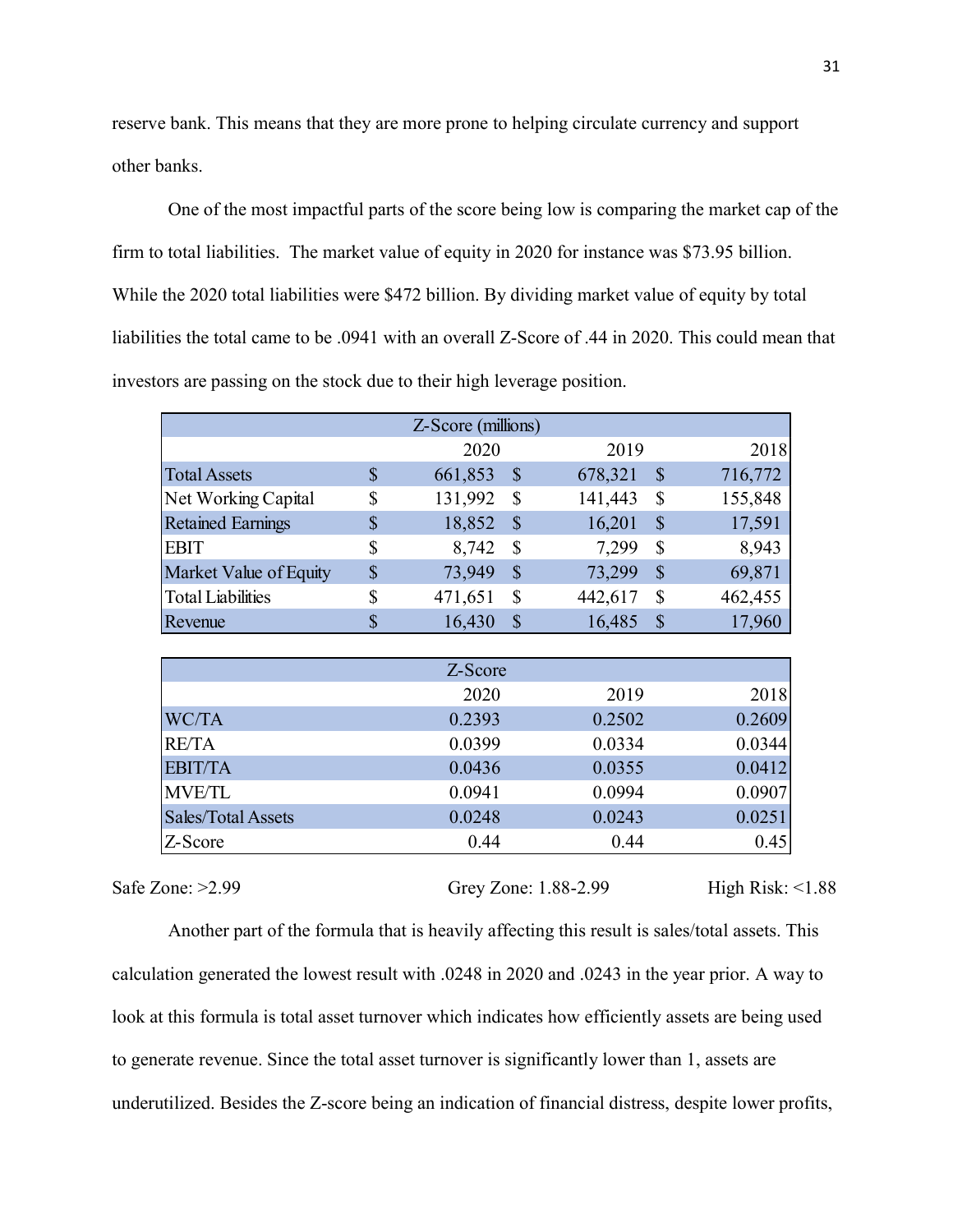reserve bank. This means that they are more prone to helping circulate currency and support other banks.

One of the most impactful parts of the score being low is comparing the market cap of the firm to total liabilities. The market value of equity in 2020 for instance was $73.95 billion. While the 2020 total liabilities were $472 billion. By dividing market value of equity by total liabilities the total came to be .0941 with an overall Z-Score of .44 in 2020. This could mean that investors are passing on the stock due to their high leverage position.

| Z-Score (millions) | | | |
|---|---|---|---|
| | 2020 | 2019 | 2018 |
| Total Assets | $ 661,853 | $ 678,321 | $ 716,772 |
| Net Working Capital | $ 131,992 | $ 141,443 | $ 155,848 |
| Retained Earnings | $ 18,852 | $ 16,201 | $ 17,591 |
| EBIT | $ 8,742 | $ 7,299 | $ 8,943 |
| Market Value of Equity | $ 73,949 | $ 73,299 | $ 69,871 |
| Total Liabilities | $ 471,651 | $ 442,617 | $ 462,455 |
| Revenue | $ 16,430 | $ 16,485 | $ 17,960 |

| Z-Score | | | |
|---|---|---|---|
| | 2020 | 2019 | 2018 |
| WC/TA | 0.2393 | 0.2502 | 0.2609 |
| RE/TA | 0.0399 | 0.0334 | 0.0344 |
| EBIT/TA | 0.0436 | 0.0355 | 0.0412 |
| MVE/TL | 0.0941 | 0.0994 | 0.0907 |
| Sales/Total Assets | 0.0248 | 0.0243 | 0.0251 |
| Z-Score | 0.44 | 0.44 | 0.45 |

Safe Zone: >2.99 Grey Zone: 1.88-2.99 High Risk: <1.88

Another part of the formula that is heavily affecting this result is sales/total assets. This calculation generated the lowest result with .0248 in 2020 and .0243 in the year prior. A way to look at this formula is total asset turnover which indicates how efficiently assets are being used to generate revenue. Since the total asset turnover is significantly lower than 1, assets are underutilized. Besides the Z-score being an indication of financial distress, despite lower profits,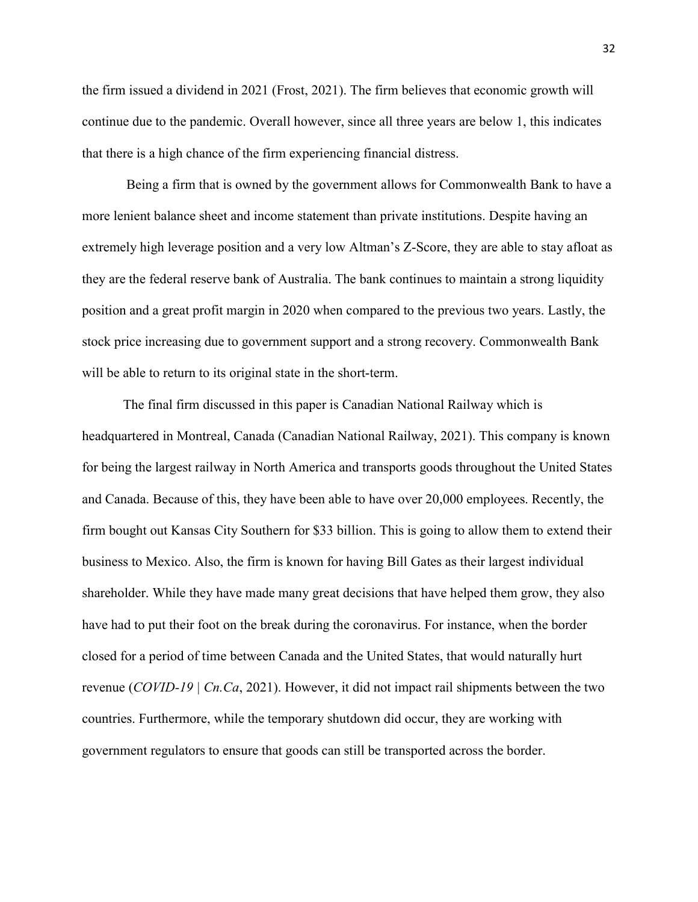the firm issued a dividend in 2021 (Frost, 2021). The firm believes that economic growth will continue due to the pandemic. Overall however, since all three years are below 1, this indicates that there is a high chance of the firm experiencing financial distress.

Being a firm that is owned by the government allows for Commonwealth Bank to have a more lenient balance sheet and income statement than private institutions. Despite having an extremely high leverage position and a very low Altman's Z-Score, they are able to stay afloat as they are the federal reserve bank of Australia. The bank continues to maintain a strong liquidity position and a great profit margin in 2020 when compared to the previous two years. Lastly, the stock price increasing due to government support and a strong recovery. Commonwealth Bank will be able to return to its original state in the short-term.

The final firm discussed in this paper is Canadian National Railway which is headquartered in Montreal, Canada (Canadian National Railway, 2021). This company is known for being the largest railway in North America and transports goods throughout the United States and Canada. Because of this, they have been able to have over 20,000 employees. Recently, the firm bought out Kansas City Southern for $33 billion. This is going to allow them to extend their business to Mexico. Also, the firm is known for having Bill Gates as their largest individual shareholder. While they have made many great decisions that have helped them grow, they also have had to put their foot on the break during the coronavirus. For instance, when the border closed for a period of time between Canada and the United States, that would naturally hurt revenue (*COVID-19 | Cn.Ca*, 2021). However, it did not impact rail shipments between the two countries. Furthermore, while the temporary shutdown did occur, they are working with government regulators to ensure that goods can still be transported across the border.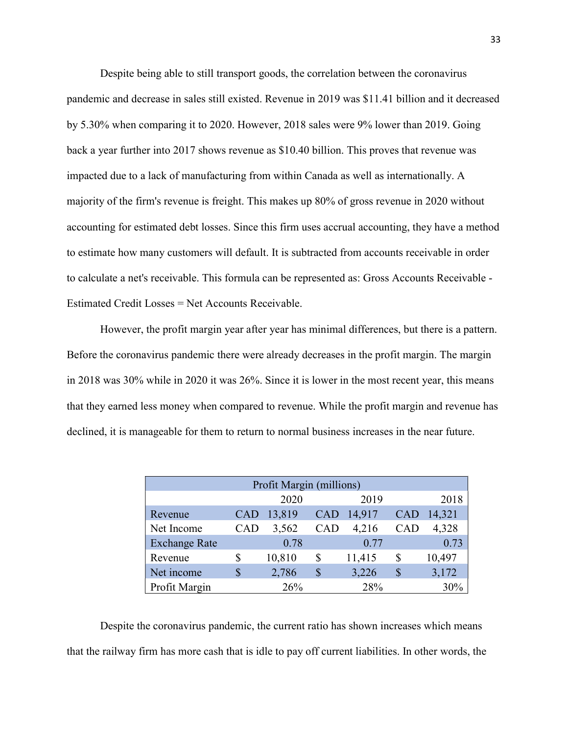Despite being able to still transport goods, the correlation between the coronavirus pandemic and decrease in sales still existed. Revenue in 2019 was $11.41 billion and it decreased by 5.30% when comparing it to 2020. However, 2018 sales were 9% lower than 2019. Going back a year further into 2017 shows revenue as $10.40 billion. This proves that revenue was impacted due to a lack of manufacturing from within Canada as well as internationally. A majority of the firm's revenue is freight. This makes up 80% of gross revenue in 2020 without accounting for estimated debt losses. Since this firm uses accrual accounting, they have a method to estimate how many customers will default. It is subtracted from accounts receivable in order to calculate a net's receivable. This formula can be represented as: Gross Accounts Receivable - Estimated Credit Losses = Net Accounts Receivable.

However, the profit margin year after year has minimal differences, but there is a pattern. Before the coronavirus pandemic there were already decreases in the profit margin. The margin in 2018 was 30% while in 2020 it was 26%. Since it is lower in the most recent year, this means that they earned less money when compared to revenue. While the profit margin and revenue has declined, it is manageable for them to return to normal business increases in the near future.

| Profit Margin (millions) | | | | | | |
|---|---|---|---|---|---|---|
| | | 2020 | | 2019 | | 2018 |
| Revenue | CAD | 13,819 | CAD | 14,917 | CAD | 14,321 |
| Net Income | CAD | 3,562 | CAD | 4,216 | CAD | 4,328 |
| Exchange Rate | | 0.78 | | 0.77 | | 0.73 |
| Revenue | $ | 10,810 | $ | 11,415 | $ | 10,497 |
| Net income | $ | 2,786 | $ | 3,226 | $ | 3,172 |
| Profit Margin | | 26% | | 28% | | 30% |

Despite the coronavirus pandemic, the current ratio has shown increases which means that the railway firm has more cash that is idle to pay off current liabilities. In other words, the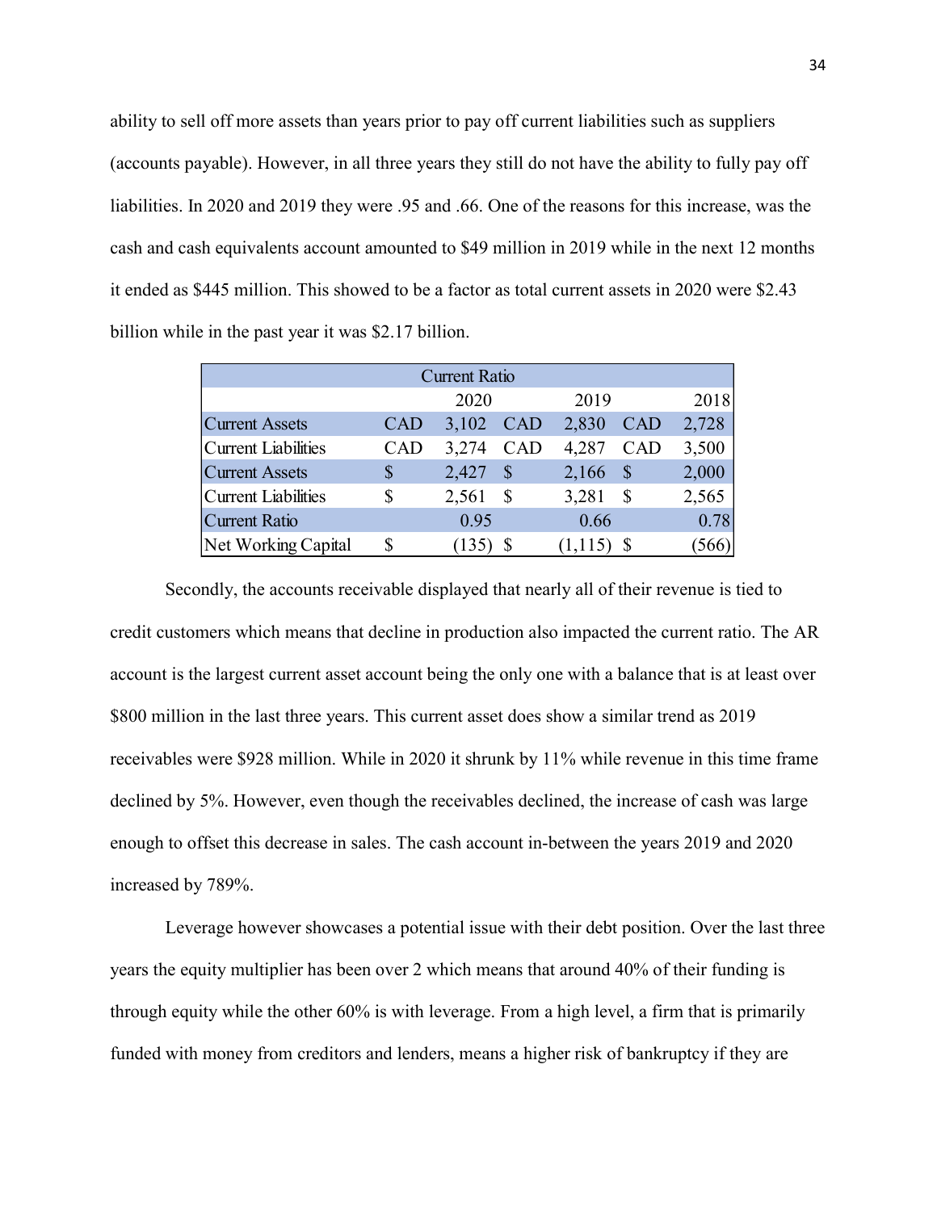ability to sell off more assets than years prior to pay off current liabilities such as suppliers (accounts payable). However, in all three years they still do not have the ability to fully pay off liabilities. In 2020 and 2019 they were .95 and .66. One of the reasons for this increase, was the cash and cash equivalents account amounted to $49 million in 2019 while in the next 12 months it ended as $445 million. This showed to be a factor as total current assets in 2020 were $2.43 billion while in the past year it was $2.17 billion.

| Current Ratio | | | | | | |
|---|---|---|---|---|---|---|
| | | 2020 | | 2019 | | 2018 |
| Current Assets | CAD | 3,102 | CAD | 2,830 | CAD | 2,728 |
| Current Liabilities | CAD | 3,274 | CAD | 4,287 | CAD | 3,500 |
| Current Assets | $ | 2,427 | $ | 2,166 | $ | 2,000 |
| Current Liabilities | $ | 2,561 | $ | 3,281 | $ | 2,565 |
| Current Ratio | | 0.95 | | 0.66 | | 0.78 |
| Net Working Capital | $ | (135) | $ | (1,115) | $ | (566) |

Secondly, the accounts receivable displayed that nearly all of their revenue is tied to credit customers which means that decline in production also impacted the current ratio. The AR account is the largest current asset account being the only one with a balance that is at least over $800 million in the last three years. This current asset does show a similar trend as 2019 receivables were $928 million. While in 2020 it shrunk by 11% while revenue in this time frame declined by 5%. However, even though the receivables declined, the increase of cash was large enough to offset this decrease in sales. The cash account in-between the years 2019 and 2020 increased by 789%.

Leverage however showcases a potential issue with their debt position. Over the last three years the equity multiplier has been over 2 which means that around 40% of their funding is through equity while the other 60% is with leverage. From a high level, a firm that is primarily funded with money from creditors and lenders, means a higher risk of bankruptcy if they are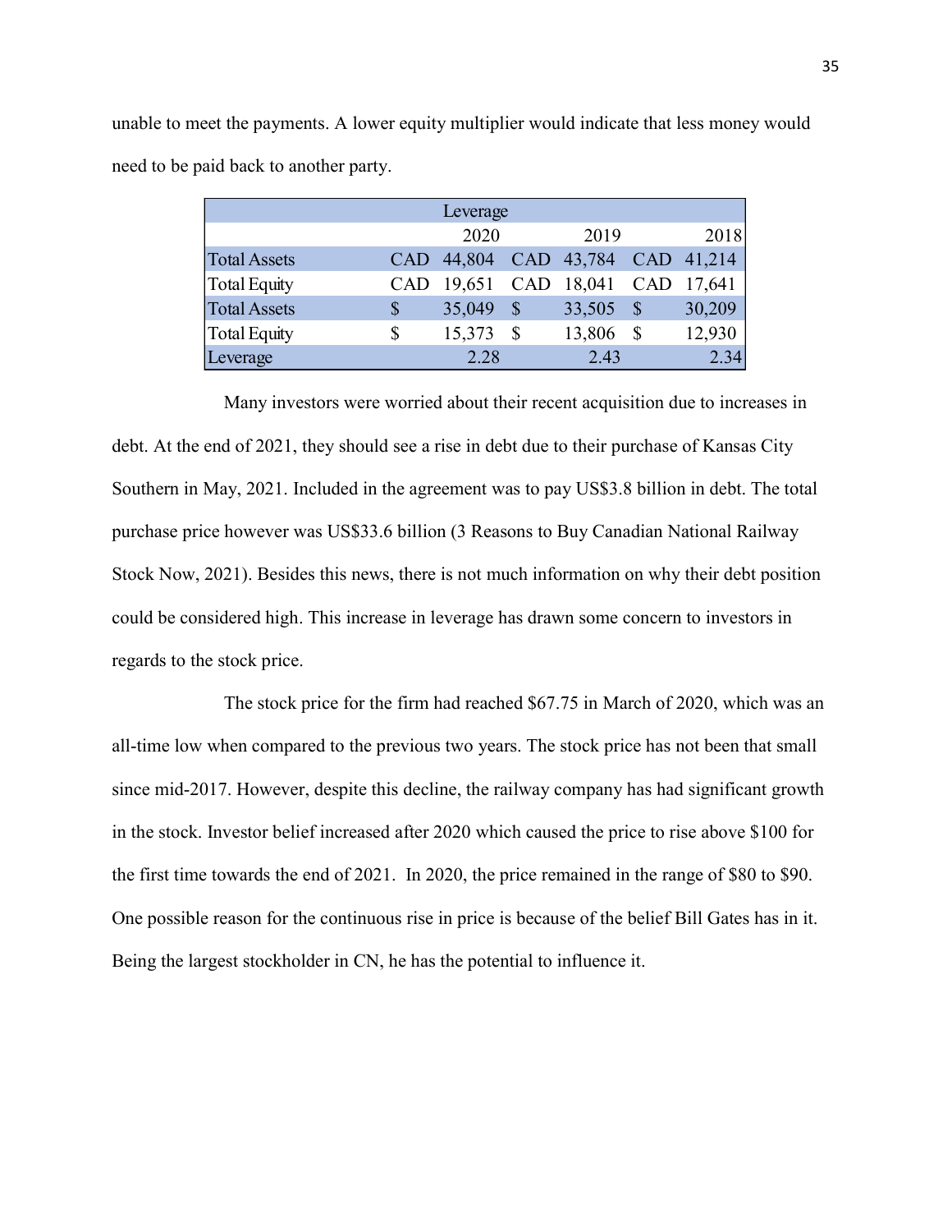unable to meet the payments. A lower equity multiplier would indicate that less money would need to be paid back to another party.

| Leverage | | | |
|---|---|---|---|
| | 2020 | 2019 | 2018 |
| Total Assets | CAD 44,804 | CAD 43,784 | CAD 41,214 |
| Total Equity | CAD 19,651 | CAD 18,041 | CAD 17,641 |
| Total Assets | $ 35,049 | $ 33,505 | $ 30,209 |
| Total Equity | $ 15,373 | $ 13,806 | $ 12,930 |
| Leverage | 2.28 | 2.43 | 2.34 |

Many investors were worried about their recent acquisition due to increases in debt. At the end of 2021, they should see a rise in debt due to their purchase of Kansas City Southern in May, 2021. Included in the agreement was to pay US$3.8 billion in debt. The total purchase price however was US$33.6 billion (3 Reasons to Buy Canadian National Railway Stock Now, 2021). Besides this news, there is not much information on why their debt position could be considered high. This increase in leverage has drawn some concern to investors in regards to the stock price.

The stock price for the firm had reached $67.75 in March of 2020, which was an all-time low when compared to the previous two years. The stock price has not been that small since mid-2017. However, despite this decline, the railway company has had significant growth in the stock. Investor belief increased after 2020 which caused the price to rise above $100 for the first time towards the end of 2021. In 2020, the price remained in the range of $80 to $90. One possible reason for the continuous rise in price is because of the belief Bill Gates has in it. Being the largest stockholder in CN, he has the potential to influence it.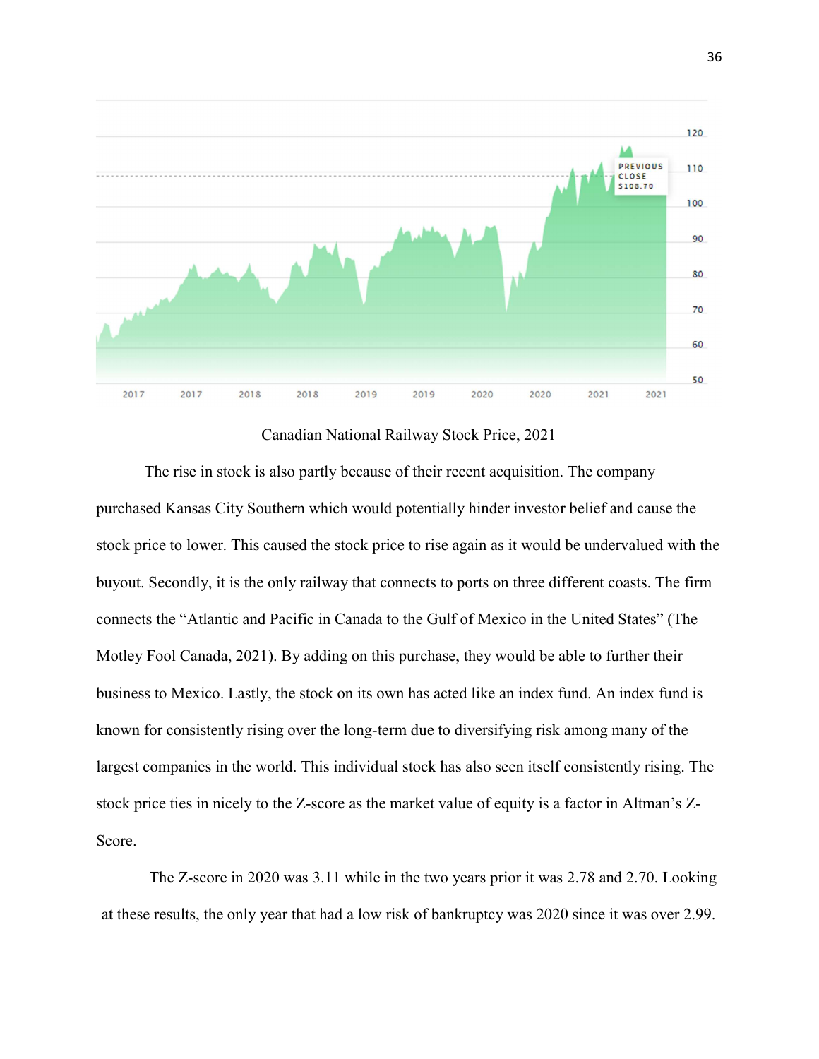Canadian National Railway Stock Price, 2021

The rise in stock is also partly because of their recent acquisition. The company purchased Kansas City Southern which would potentially hinder investor belief and cause the stock price to lower. This caused the stock price to rise again as it would be undervalued with the buyout. Secondly, it is the only railway that connects to ports on three different coasts. The firm connects the "Atlantic and Pacific in Canada to the Gulf of Mexico in the United States" (The Motley Fool Canada, 2021). By adding on this purchase, they would be able to further their business to Mexico. Lastly, the stock on its own has acted like an index fund. An index fund is known for consistently rising over the long-term due to diversifying risk among many of the largest companies in the world. This individual stock has also seen itself consistently rising. The stock price ties in nicely to the Z-score as the market value of equity is a factor in Altman's Z-Score.

The Z-score in 2020 was 3.11 while in the two years prior it was 2.78 and 2.70. Looking at these results, the only year that had a low risk of bankruptcy was 2020 since it was over 2.99.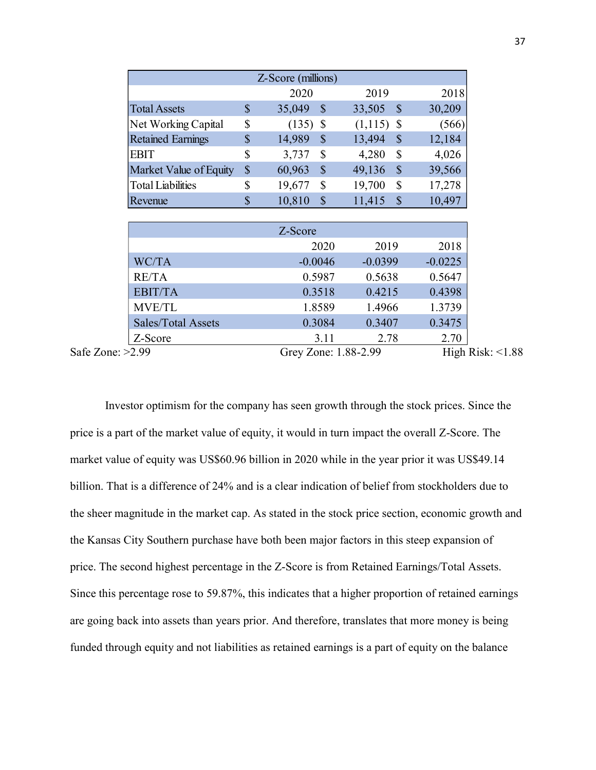| Z-Score (millions) | | | |
| --- | --- | --- | --- |
| | 2020 | 2019 | 2018 |
| Total Assets | $ 35,049 | $ 33,505 | $ 30,209 |
| Net Working Capital | $ (135) | $ (1,115) | $ (566) |
| Retained Earnings | $ 14,989 | $ 13,494 | $ 12,184 |
| EBIT | $ 3,737 | $ 4,280 | $ 4,026 |
| Market Value of Equity | $ 60,963 | $ 49,136 | $ 39,566 |
| Total Liabilities | $ 19,677 | $ 19,700 | $ 17,278 |
| Revenue | $ 10,810 | $ 11,415 | $ 10,497 |

| Z-Score | | | |
| --- | --- | --- | --- |
| | 2020 | 2019 | 2018 |
| WC/TA | -0.0046 | -0.0399 | -0.0225 |
| RE/TA | 0.5987 | 0.5638 | 0.5647 |
| EBIT/TA | 0.3518 | 0.4215 | 0.4398 |
| MVE/TL | 1.8589 | 1.4966 | 1.3739 |
| Sales/Total Assets | 0.3084 | 0.3407 | 0.3475 |
| Z-Score | 3.11 | 2.78 | 2.70 |

Safe Zone: >2.99 Grey Zone: 1.88-2.99 High Risk: <1.88

Investor optimism for the company has seen growth through the stock prices. Since the price is a part of the market value of equity, it would in turn impact the overall Z-Score. The market value of equity was US$60.96 billion in 2020 while in the year prior it was US$49.14 billion. That is a difference of 24% and is a clear indication of belief from stockholders due to the sheer magnitude in the market cap. As stated in the stock price section, economic growth and the Kansas City Southern purchase have both been major factors in this steep expansion of price. The second highest percentage in the Z-Score is from Retained Earnings/Total Assets. Since this percentage rose to 59.87%, this indicates that a higher proportion of retained earnings are going back into assets than years prior. And therefore, translates that more money is being funded through equity and not liabilities as retained earnings is a part of equity on the balance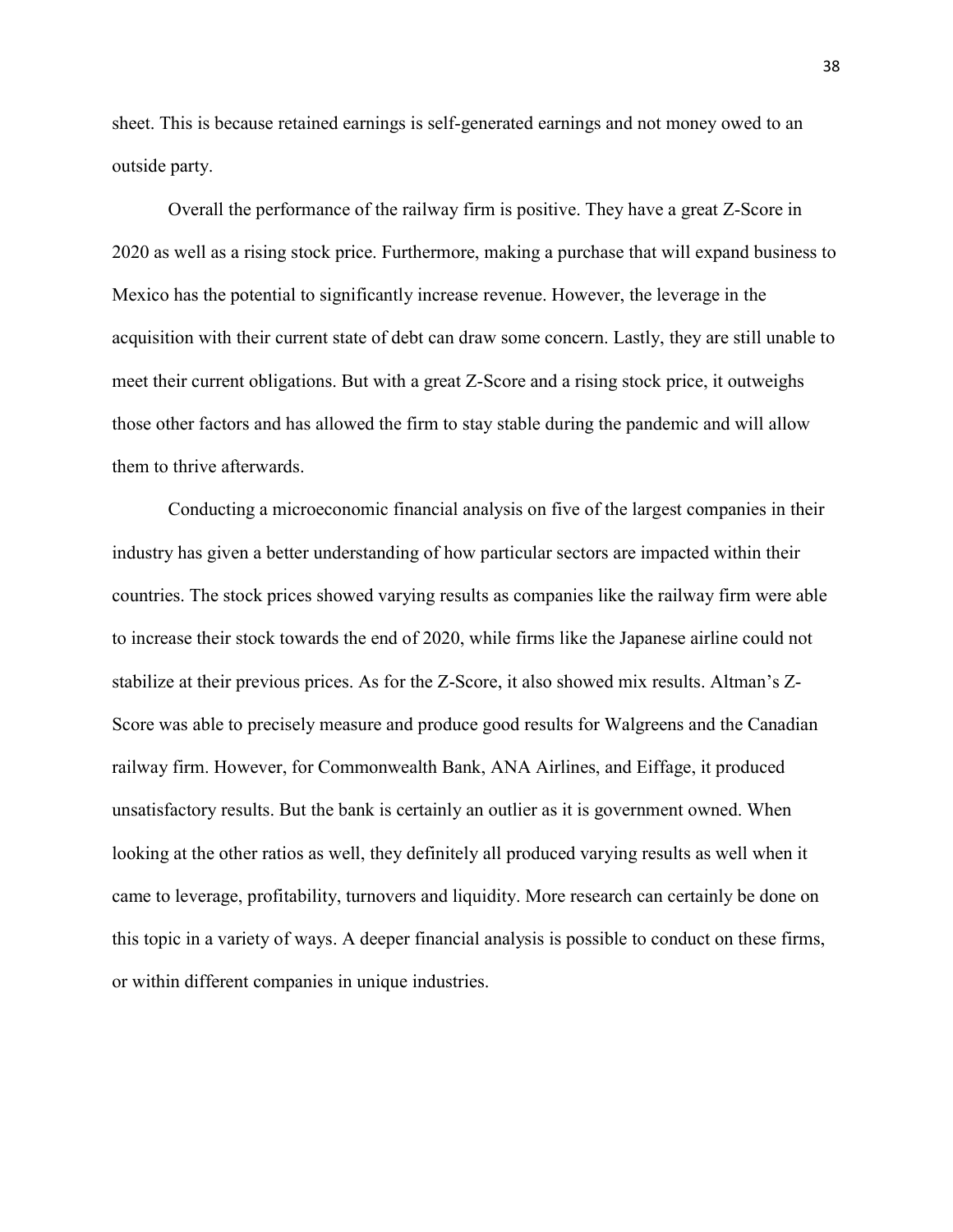sheet. This is because retained earnings is self-generated earnings and not money owed to an outside party.

Overall the performance of the railway firm is positive. They have a great Z-Score in 2020 as well as a rising stock price. Furthermore, making a purchase that will expand business to Mexico has the potential to significantly increase revenue. However, the leverage in the acquisition with their current state of debt can draw some concern. Lastly, they are still unable to meet their current obligations. But with a great Z-Score and a rising stock price, it outweighs those other factors and has allowed the firm to stay stable during the pandemic and will allow them to thrive afterwards.

Conducting a microeconomic financial analysis on five of the largest companies in their industry has given a better understanding of how particular sectors are impacted within their countries. The stock prices showed varying results as companies like the railway firm were able to increase their stock towards the end of 2020, while firms like the Japanese airline could not stabilize at their previous prices. As for the Z-Score, it also showed mix results. Altman's Z-Score was able to precisely measure and produce good results for Walgreens and the Canadian railway firm. However, for Commonwealth Bank, ANA Airlines, and Eiffage, it produced unsatisfactory results. But the bank is certainly an outlier as it is government owned. When looking at the other ratios as well, they definitely all produced varying results as well when it came to leverage, profitability, turnovers and liquidity. More research can certainly be done on this topic in a variety of ways. A deeper financial analysis is possible to conduct on these firms, or within different companies in unique industries.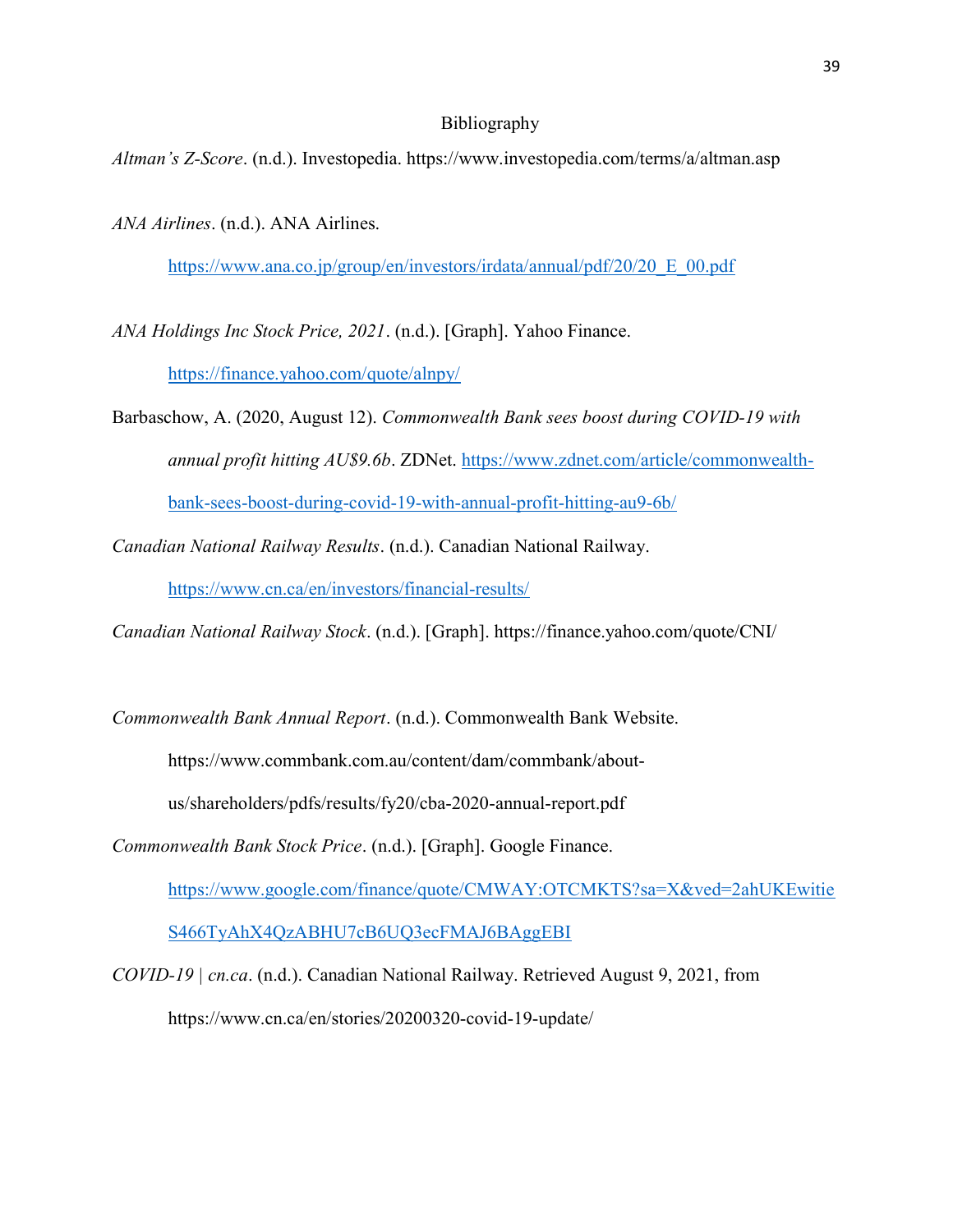# Bibliography

*Altman's Z-Score*. (n.d.). Investopedia. https://www.investopedia.com/terms/a/altman.asp

*ANA Airlines*. (n.d.). ANA Airlines. https://www.ana.co.jp/group/en/investors/irdata/annual/pdf/20/20_E_00.pdf

*ANA Holdings Inc Stock Price, 2021*. (n.d.). [Graph]. Yahoo Finance. https://finance.yahoo.com/quote/alnpy/

Barbaschow, A. (2020, August 12). *Commonwealth Bank sees boost during COVID-19 with annual profit hitting AU$9.6b*. ZDNet. https://www.zdnet.com/article/commonwealth-bank-sees-boost-during-covid-19-with-annual-profit-hitting-au9-6b/

*Canadian National Railway Results*. (n.d.). Canadian National Railway. https://www.cn.ca/en/investors/financial-results/

*Canadian National Railway Stock*. (n.d.). [Graph]. https://finance.yahoo.com/quote/CNI/

*Commonwealth Bank Annual Report*. (n.d.). Commonwealth Bank Website. https://www.commbank.com.au/content/dam/commbank/about-us/shareholders/pdfs/results/fy20/cba-2020-annual-report.pdf

*Commonwealth Bank Stock Price*. (n.d.). [Graph]. Google Finance. https://www.google.com/finance/quote/CMWAY:OTCMKTS?sa=X&ved=2ahUKEwitieS466TyAhX4QzABHU7cB6UQ3ecFMAJ6BAggEBI

*COVID-19 | cn.ca*. (n.d.). Canadian National Railway. Retrieved August 9, 2021, from https://www.cn.ca/en/stories/20200320-covid-19-update/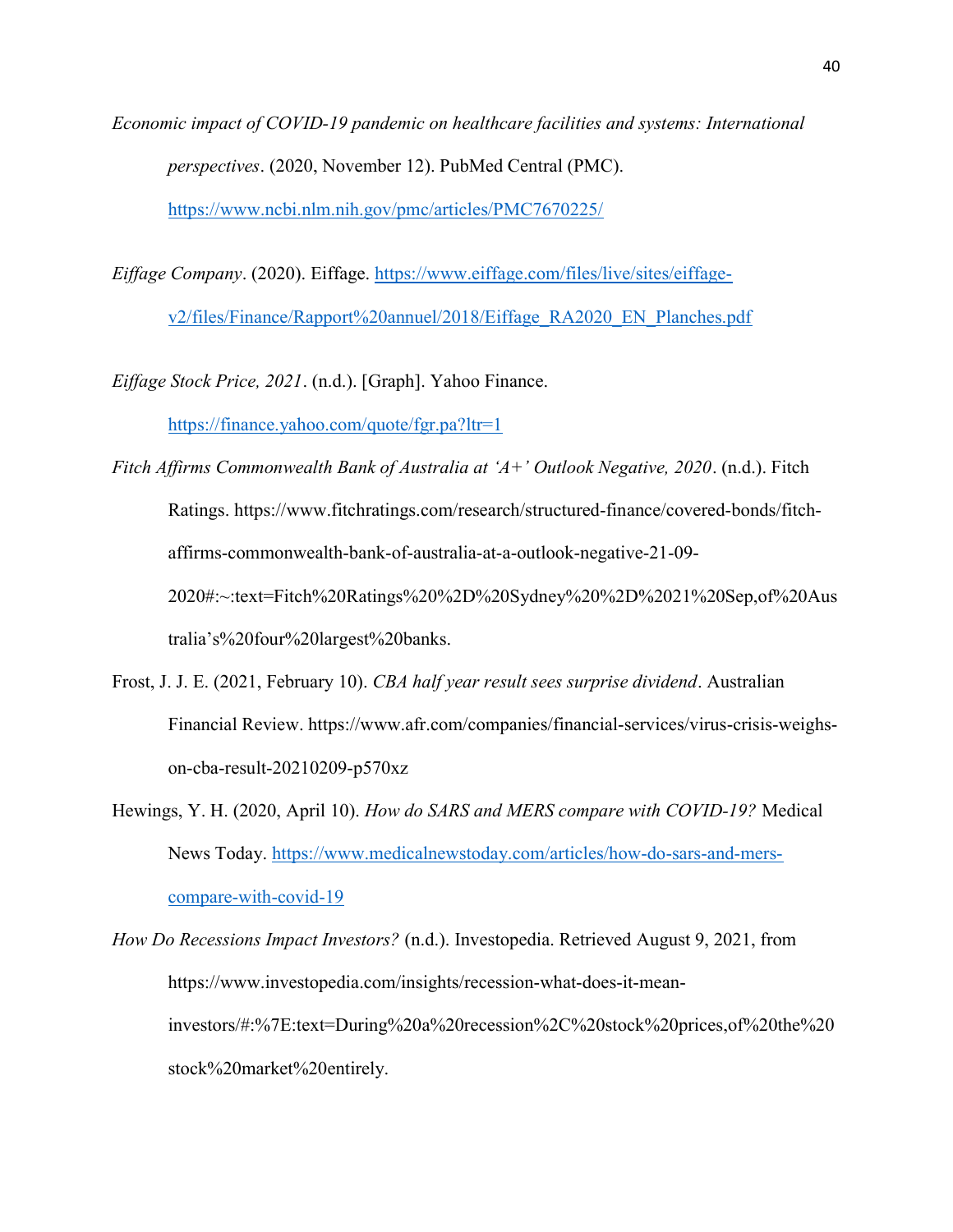*Economic impact of COVID-19 pandemic on healthcare facilities and systems: International perspectives*. (2020, November 12). PubMed Central (PMC). https://www.ncbi.nlm.nih.gov/pmc/articles/PMC7670225/

*Eiffage Company*. (2020). Eiffage. https://www.eiffage.com/files/live/sites/eiffage-v2/files/Finance/Rapport%20annuel/2018/Eiffage_RA2020_EN_Planches.pdf

*Eiffage Stock Price, 2021*. (n.d.). [Graph]. Yahoo Finance. https://finance.yahoo.com/quote/fgr.pa?ltr=1

*Fitch Affirms Commonwealth Bank of Australia at 'A+' Outlook Negative, 2020*. (n.d.). Fitch Ratings. https://www.fitchratings.com/research/structured-finance/covered-bonds/fitch-affirms-commonwealth-bank-of-australia-at-a-outlook-negative-21-09-2020#:~:text=Fitch%20Ratings%20%2D%20Sydney%20%2D%2021%20Sep,of%20Australia's%20four%20largest%20banks.

Frost, J. J. E. (2021, February 10). *CBA half year result sees surprise dividend*. Australian Financial Review. https://www.afr.com/companies/financial-services/virus-crisis-weighs-on-cba-result-20210209-p570xz

Hewings, Y. H. (2020, April 10). *How do SARS and MERS compare with COVID-19?* Medical News Today. https://www.medicalnewstoday.com/articles/how-do-sars-and-mers-compare-with-covid-19

*How Do Recessions Impact Investors?* (n.d.). Investopedia. Retrieved August 9, 2021, from https://www.investopedia.com/insights/recession-what-does-it-mean-investors/#:%7E:text=During%20a%20recession%2C%20stock%20prices,of%20the%20stock%20market%20entirely.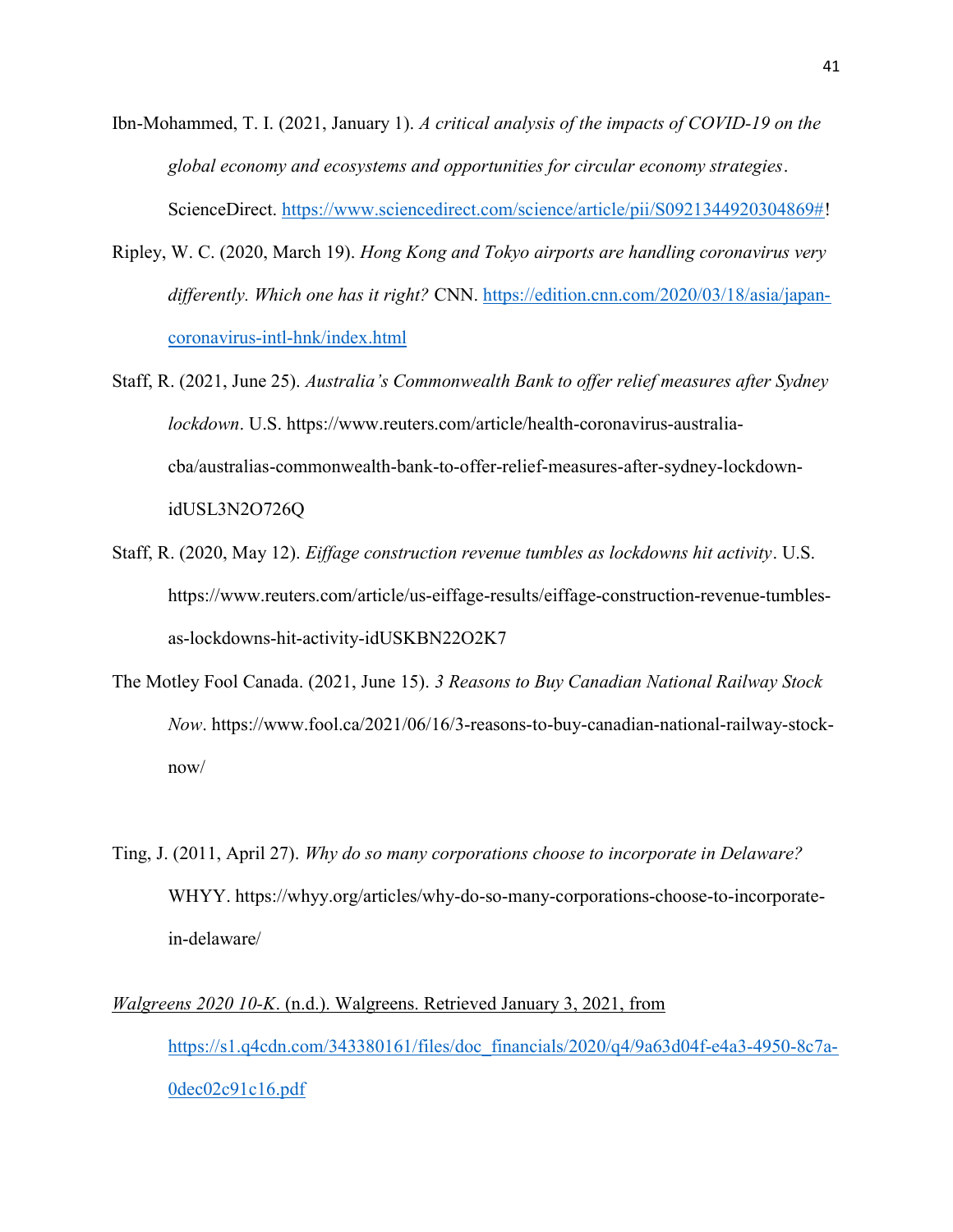Ibn-Mohammed, T. I. (2021, January 1). *A critical analysis of the impacts of COVID-19 on the global economy and ecosystems and opportunities for circular economy strategies*. ScienceDirect. https://www.sciencedirect.com/science/article/pii/S0921344920304869#!

Ripley, W. C. (2020, March 19). *Hong Kong and Tokyo airports are handling coronavirus very differently. Which one has it right?* CNN. https://edition.cnn.com/2020/03/18/asia/japan-coronavirus-intl-hnk/index.html

Staff, R. (2021, June 25). *Australia's Commonwealth Bank to offer relief measures after Sydney lockdown*. U.S. https://www.reuters.com/article/health-coronavirus-australia-cba/australias-commonwealth-bank-to-offer-relief-measures-after-sydney-lockdown-idUSL3N2O726Q

Staff, R. (2020, May 12). *Eiffage construction revenue tumbles as lockdowns hit activity*. U.S. https://www.reuters.com/article/us-eiffage-results/eiffage-construction-revenue-tumbles-as-lockdowns-hit-activity-idUSKBN22O2K7

The Motley Fool Canada. (2021, June 15). *3 Reasons to Buy Canadian National Railway Stock Now*. https://www.fool.ca/2021/06/16/3-reasons-to-buy-canadian-national-railway-stock-now/

Ting, J. (2011, April 27). *Why do so many corporations choose to incorporate in Delaware?* WHYY. https://whyy.org/articles/why-do-so-many-corporations-choose-to-incorporate-in-delaware/

*Walgreens 2020 10-K*. (n.d.). Walgreens. Retrieved January 3, 2021, from https://s1.q4cdn.com/343380161/files/doc_financials/2020/q4/9a63d04f-e4a3-4950-8c7a-0dec02c91c16.pdf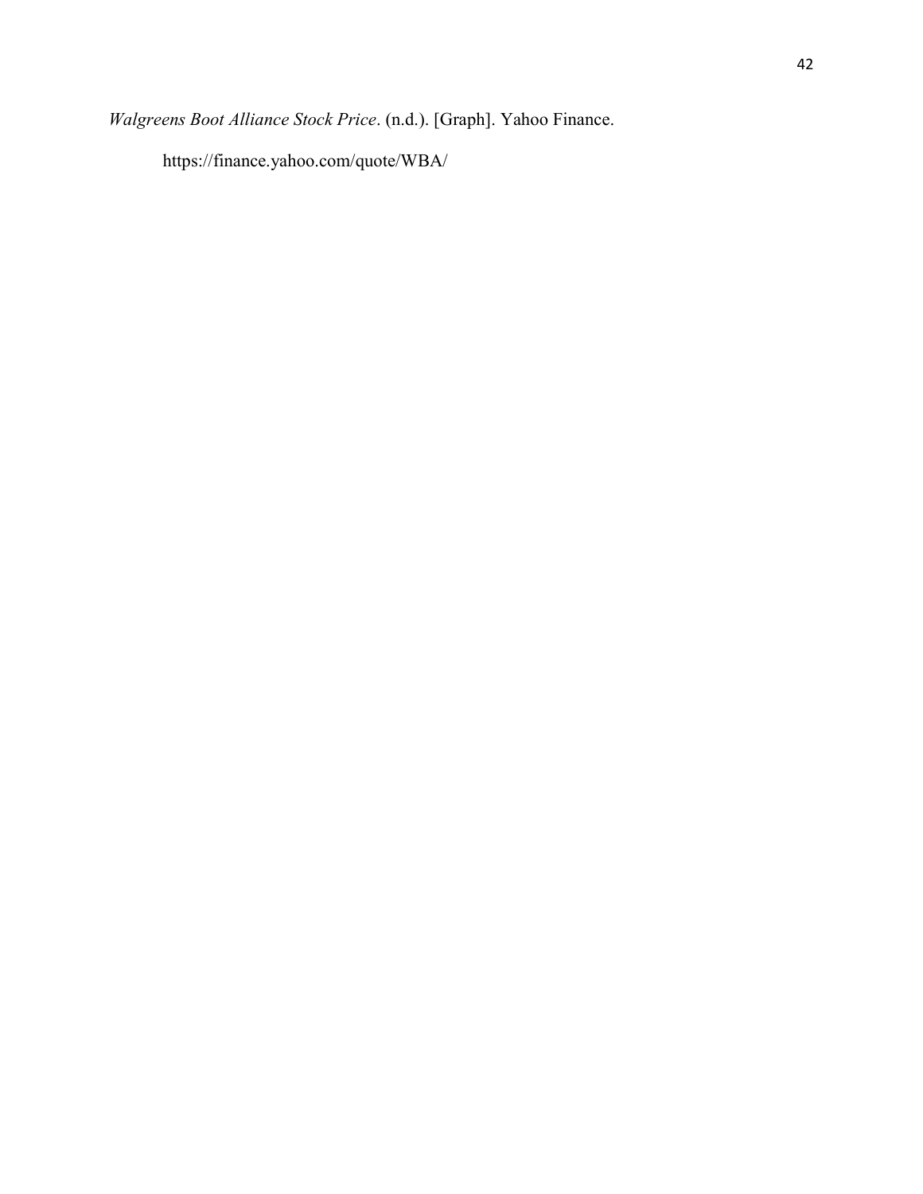*Walgreens Boot Alliance Stock Price*. (n.d.). [Graph]. Yahoo Finance. https://finance.yahoo.com/quote/WBA/